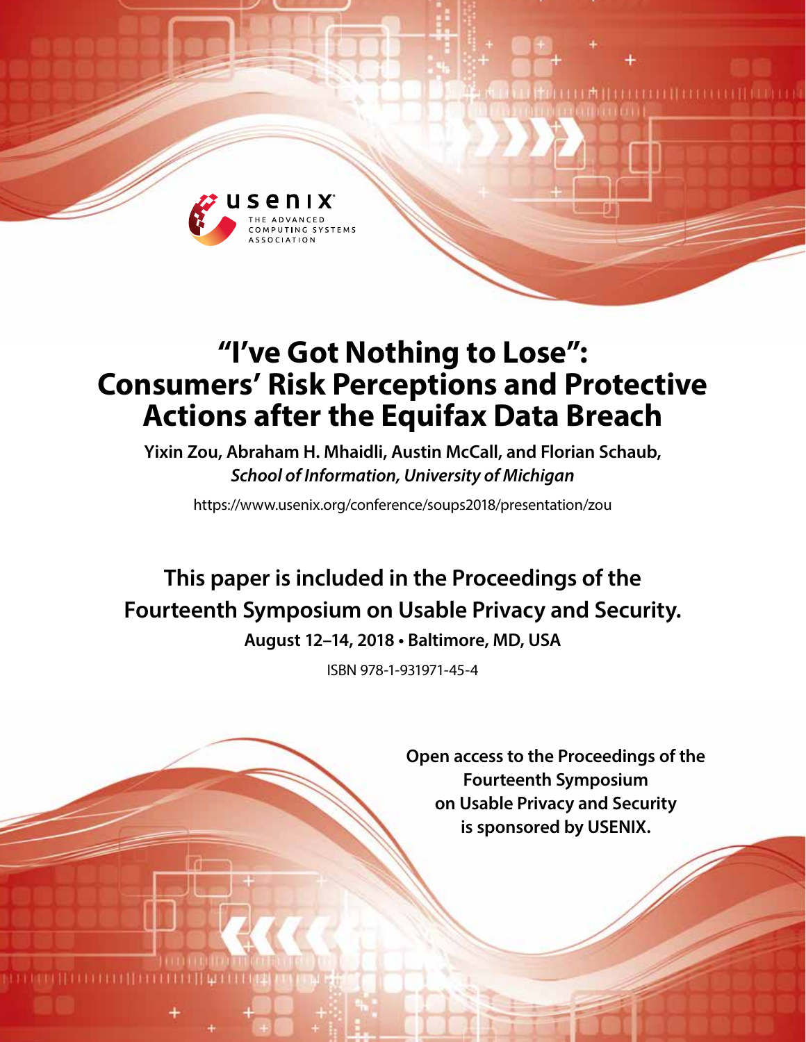# "I've Got Nothing to Lose": Consumers' Risk Perceptions and Protective Actions after the Equifax Data Breach

**Yixin Zou, Abraham H. Mhaidli, Austin McCall, and Florian Schaub,**
***School of Information, University of Michigan***

https://www.usenix.org/conference/soups2018/presentation/zou

**This paper is included in the Proceedings of the Fourteenth Symposium on Usable Privacy and Security.**

**August 12–14, 2018 • Baltimore, MD, USA**

ISBN 978-1-931971-45-4

**Open access to the Proceedings of the Fourteenth Symposium on Usable Privacy and Security is sponsored by USENIX.**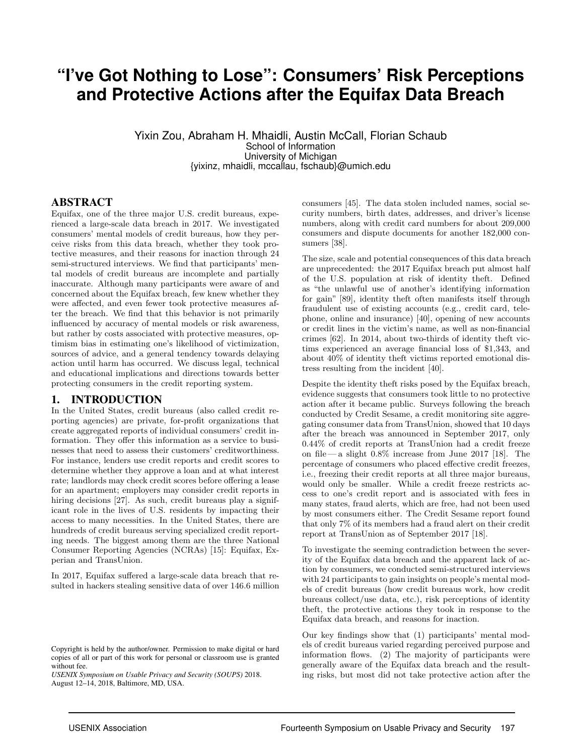# "I've Got Nothing to Lose": Consumers' Risk Perceptions and Protective Actions after the Equifax Data Breach

Yixin Zou, Abraham H. Mhaidli, Austin McCall, Florian Schaub
School of Information
University of Michigan
{yixinz, mhaidli, mccallau, fschaub}@umich.edu

## ABSTRACT

Equifax, one of the three major U.S. credit bureaus, experienced a large-scale data breach in 2017. We investigated consumers' mental models of credit bureaus, how they perceive risks from this data breach, whether they took protective measures, and their reasons for inaction through 24 semi-structured interviews. We find that participants' mental models of credit bureaus are incomplete and partially inaccurate. Although many participants were aware of and concerned about the Equifax breach, few knew whether they were affected, and even fewer took protective measures after the breach. We find that this behavior is not primarily influenced by accuracy of mental models or risk awareness, but rather by costs associated with protective measures, optimism bias in estimating one's likelihood of victimization, sources of advice, and a general tendency towards delaying action until harm has occurred. We discuss legal, technical and educational implications and directions towards better protecting consumers in the credit reporting system.

## 1. INTRODUCTION

In the United States, credit bureaus (also called credit reporting agencies) are private, for-profit organizations that create aggregated reports of individual consumers' credit information. They offer this information as a service to businesses that need to assess their customers' creditworthiness. For instance, lenders use credit reports and credit scores to determine whether they approve a loan and at what interest rate; landlords may check credit scores before offering a lease for an apartment; employers may consider credit reports in hiring decisions [27]. As such, credit bureaus play a significant role in the lives of U.S. residents by impacting their access to many necessities. In the United States, there are hundreds of credit bureaus serving specialized credit reporting needs. The biggest among them are the three National Consumer Reporting Agencies (NCRAs) [15]: Equifax, Experian and TransUnion.

In 2017, Equifax suffered a large-scale data breach that resulted in hackers stealing sensitive data of over 146.6 million consumers [45]. The data stolen included names, social security numbers, birth dates, addresses, and driver's license numbers, along with credit card numbers for about 209,000 consumers and dispute documents for another 182,000 consumers [38].

The size, scale and potential consequences of this data breach are unprecedented: the 2017 Equifax breach put almost half of the U.S. population at risk of identity theft. Defined as "the unlawful use of another's identifying information for gain" [89], identity theft often manifests itself through fraudulent use of existing accounts (e.g., credit card, telephone, online and insurance) [40], opening of new accounts or credit lines in the victim's name, as well as non-financial crimes [62]. In 2014, about two-thirds of identity theft victims experienced an average financial loss of $1,343, and about 40% of identity theft victims reported emotional distress resulting from the incident [40].

Despite the identity theft risks posed by the Equifax breach, evidence suggests that consumers took little to no protective action after it became public. Surveys following the breach conducted by Credit Sesame, a credit monitoring site aggregating consumer data from TransUnion, showed that 10 days after the breach was announced in September 2017, only 0.44% of credit reports at TransUnion had a credit freeze on file — a slight 0.8% increase from June 2017 [18]. The percentage of consumers who placed effective credit freezes, i.e., freezing their credit reports at all three major bureaus, would only be smaller. While a credit freeze restricts access to one's credit report and is associated with fees in many states, fraud alerts, which are free, had not been used by most consumers either. The Credit Sesame report found that only 7% of its members had a fraud alert on their credit report at TransUnion as of September 2017 [18].

To investigate the seeming contradiction between the severity of the Equifax data breach and the apparent lack of action by consumers, we conducted semi-structured interviews with 24 participants to gain insights on people's mental models of credit bureaus (how credit bureaus work, how credit bureaus collect/use data, etc.), risk perceptions of identity theft, the protective actions they took in response to the Equifax data breach, and reasons for inaction.

Our key findings show that (1) participants' mental models of credit bureaus varied regarding perceived purpose and information flows. (2) The majority of participants were generally aware of the Equifax data breach and the resulting risks, but most did not take protective action after the

Copyright is held by the author/owner. Permission to make digital or hard copies of all or part of this work for personal or classroom use is granted without fee.
*USENIX Symposium on Usable Privacy and Security (SOUPS)* 2018.
August 12–14, 2018, Baltimore, MD, USA.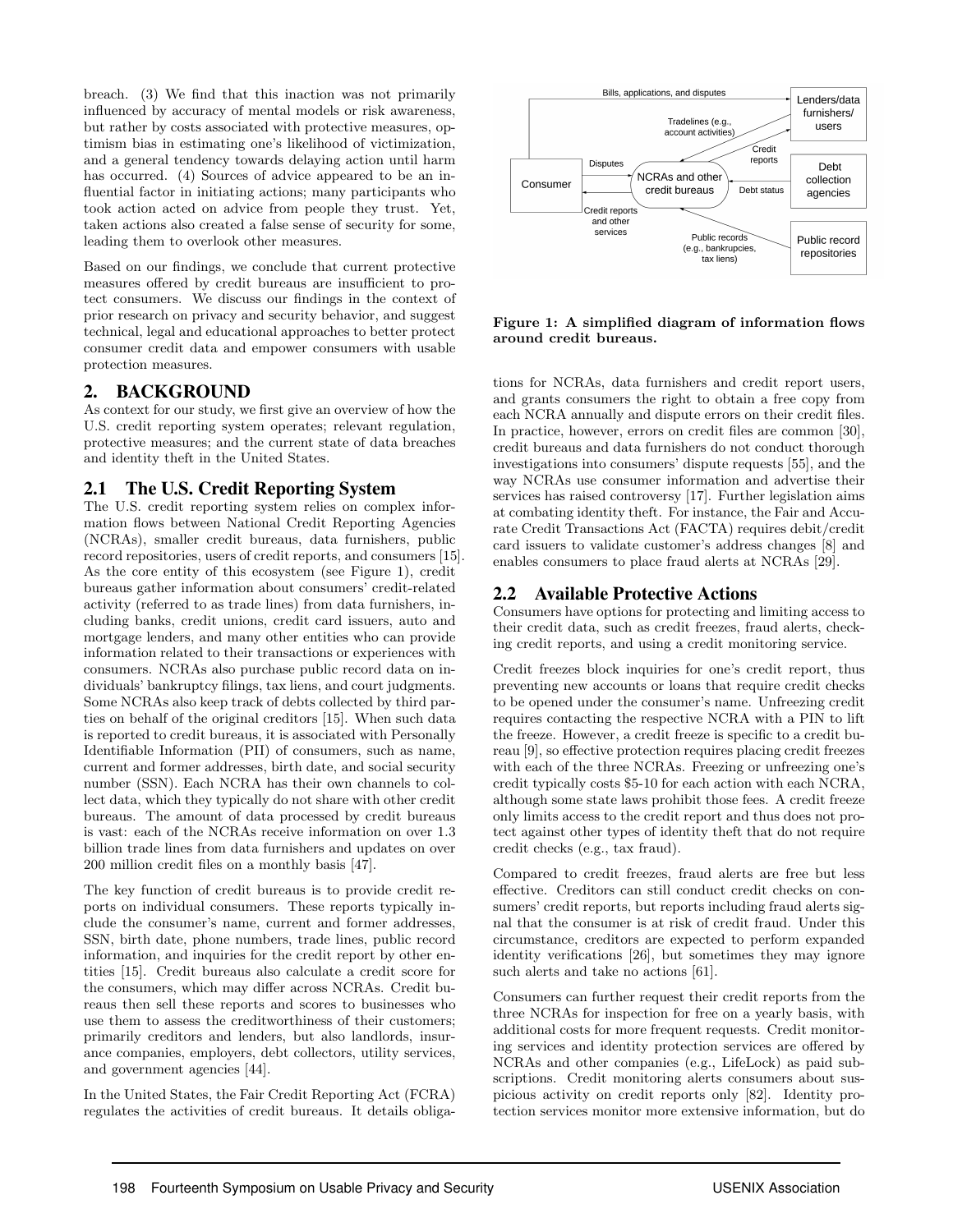breach. (3) We find that this inaction was not primarily influenced by accuracy of mental models or risk awareness, but rather by costs associated with protective measures, optimism bias in estimating one's likelihood of victimization, and a general tendency towards delaying action until harm has occurred. (4) Sources of advice appeared to be an influential factor in initiating actions; many participants who took action acted on advice from people they trust. Yet, taken actions also created a false sense of security for some, leading them to overlook other measures.

Based on our findings, we conclude that current protective measures offered by credit bureaus are insufficient to protect consumers. We discuss our findings in the context of prior research on privacy and security behavior, and suggest technical, legal and educational approaches to better protect consumer credit data and empower consumers with usable protection measures.

## 2. BACKGROUND

As context for our study, we first give an overview of how the U.S. credit reporting system operates; relevant regulation, protective measures; and the current state of data breaches and identity theft in the United States.

### 2.1 The U.S. Credit Reporting System

The U.S. credit reporting system relies on complex information flows between National Credit Reporting Agencies (NCRAs), smaller credit bureaus, data furnishers, public record repositories, users of credit reports, and consumers [15]. As the core entity of this ecosystem (see Figure 1), credit bureaus gather information about consumers' credit-related activity (referred to as trade lines) from data furnishers, including banks, credit unions, credit card issuers, auto and mortgage lenders, and many other entities who can provide information related to their transactions or experiences with consumers. NCRAs also purchase public record data on individuals' bankruptcy filings, tax liens, and court judgments. Some NCRAs also keep track of debts collected by third parties on behalf of the original creditors [15]. When such data is reported to credit bureaus, it is associated with Personally Identifiable Information (PII) of consumers, such as name, current and former addresses, birth date, and social security number (SSN). Each NCRA has their own channels to collect data, which they typically do not share with other credit bureaus. The amount of data processed by credit bureaus is vast: each of the NCRAs receive information on over 1.3 billion trade lines from data furnishers and updates on over 200 million credit files on a monthly basis [47].

The key function of credit bureaus is to provide credit reports on individual consumers. These reports typically include the consumer's name, current and former addresses, SSN, birth date, phone numbers, trade lines, public record information, and inquiries for the credit report by other entities [15]. Credit bureaus also calculate a credit score for the consumers, which may differ across NCRAs. Credit bureaus then sell these reports and scores to businesses who use them to assess the creditworthiness of their customers; primarily creditors and lenders, but also landlords, insurance companies, employers, debt collectors, utility services, and government agencies [44].

In the United States, the Fair Credit Reporting Act (FCRA) regulates the activities of credit bureaus. It details obligations for NCRAs, data furnishers and credit report users, and grants consumers the right to obtain a free copy from each NCRA annually and dispute errors on their credit files. In practice, however, errors on credit files are common [30], credit bureaus and data furnishers do not conduct thorough investigations into consumers' dispute requests [55], and the way NCRAs use consumer information and advertise their services has raised controversy [17]. Further legislation aims at combating identity theft. For instance, the Fair and Accurate Credit Transactions Act (FACTA) requires debit/credit card issuers to validate customer's address changes [8] and enables consumers to place fraud alerts at NCRAs [29].

Bills, applications, and disputes | Lenders/data furnishers/users | Tradelines (e.g., account activities) | Credit reports | Consumer | Disputes | NCRAs and other credit bureaus | Debt collection agencies | Debt status | Credit reports and other services | Public records (e.g., bankrupcies, tax liens) | Public record repositories

**Figure 1: A simplified diagram of information flows around credit bureaus.**

### 2.2 Available Protective Actions

Consumers have options for protecting and limiting access to their credit data, such as credit freezes, fraud alerts, checking credit reports, and using a credit monitoring service.

Credit freezes block inquiries for one's credit report, thus preventing new accounts or loans that require credit checks to be opened under the consumer's name. Unfreezing credit requires contacting the respective NCRA with a PIN to lift the freeze. However, a credit freeze is specific to a credit bureau [9], so effective protection requires placing credit freezes with each of the three NCRAs. Freezing or unfreezing one's credit typically costs \$5-10 for each action with each NCRA, although some state laws prohibit those fees. A credit freeze only limits access to the credit report and thus does not protect against other types of identity theft that do not require credit checks (e.g., tax fraud).

Compared to credit freezes, fraud alerts are free but less effective. Creditors can still conduct credit checks on consumers' credit reports, but reports including fraud alerts signal that the consumer is at risk of credit fraud. Under this circumstance, creditors are expected to perform expanded identity verifications [26], but sometimes they may ignore such alerts and take no actions [61].

Consumers can further request their credit reports from the three NCRAs for inspection for free on a yearly basis, with additional costs for more frequent requests. Credit monitoring services and identity protection services are offered by NCRAs and other companies (e.g., LifeLock) as paid subscriptions. Credit monitoring alerts consumers about suspicious activity on credit reports only [82]. Identity protection services monitor more extensive information, but do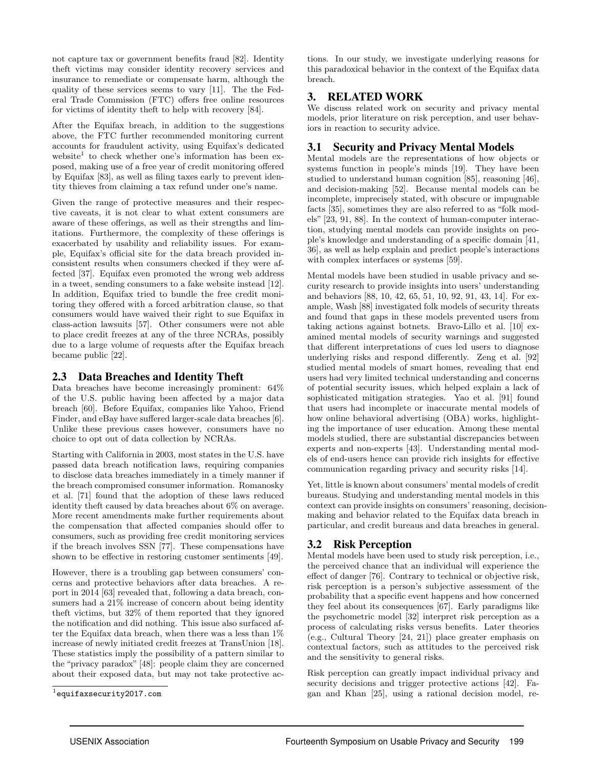not capture tax or government benefits fraud [82]. Identity theft victims may consider identity recovery services and insurance to remediate or compensate harm, although the quality of these services seems to vary [11]. The the Federal Trade Commission (FTC) offers free online resources for victims of identity theft to help with recovery [84].

After the Equifax breach, in addition to the suggestions above, the FTC further recommended monitoring current accounts for fraudulent activity, using Equifax's dedicated website[1] to check whether one's information has been exposed, making use of a free year of credit monitoring offered by Equifax [83], as well as filing taxes early to prevent identity thieves from claiming a tax refund under one's name.

Given the range of protective measures and their respective caveats, it is not clear to what extent consumers are aware of these offerings, as well as their strengths and limitations. Furthermore, the complexity of these offerings is exacerbated by usability and reliability issues. For example, Equifax's official site for the data breach provided inconsistent results when consumers checked if they were affected [37]. Equifax even promoted the wrong web address in a tweet, sending consumers to a fake website instead [12]. In addition, Equifax tried to bundle the free credit monitoring they offered with a forced arbitration clause, so that consumers would have waived their right to sue Equifax in class-action lawsuits [57]. Other consumers were not able to place credit freezes at any of the three NCRAs, possibly due to a large volume of requests after the Equifax breach became public [22].

## 2.3 Data Breaches and Identity Theft

Data breaches have become increasingly prominent: 64% of the U.S. public having been affected by a major data breach [60]. Before Equifax, companies like Yahoo, Friend Finder, and eBay have suffered larger-scale data breaches [6]. Unlike these previous cases however, consumers have no choice to opt out of data collection by NCRAs.

Starting with California in 2003, most states in the U.S. have passed data breach notification laws, requiring companies to disclose data breaches immediately in a timely manner if the breach compromised consumer information. Romanosky et al. [71] found that the adoption of these laws reduced identity theft caused by data breaches about 6% on average. More recent amendments make further requirements about the compensation that affected companies should offer to consumers, such as providing free credit monitoring services if the breach involves SSN [77]. These compensations have shown to be effective in restoring customer sentiments [49].

However, there is a troubling gap between consumers' concerns and protective behaviors after data breaches. A report in 2014 [63] revealed that, following a data breach, consumers had a 21% increase of concern about being identity theft victims, but 32% of them reported that they ignored the notification and did nothing. This issue also surfaced after the Equifax data breach, when there was a less than 1% increase of newly initiated credit freezes at TransUnion [18]. These statistics imply the possibility of a pattern similar to the "privacy paradox" [48]: people claim they are concerned about their exposed data, but may not take protective actions. In our study, we investigate underlying reasons for this paradoxical behavior in the context of the Equifax data breach.

[1] `equifaxsecurity2017.com`

# 3. RELATED WORK

We discuss related work on security and privacy mental models, prior literature on risk perception, and user behaviors in reaction to security advice.

## 3.1 Security and Privacy Mental Models

Mental models are the representations of how objects or systems function in people's minds [19]. They have been studied to understand human cognition [85], reasoning [46], and decision-making [52]. Because mental models can be incomplete, imprecisely stated, with obscure or impugnable facts [35], sometimes they are also referred to as "folk models" [23, 91, 88]. In the context of human-computer interaction, studying mental models can provide insights on people's knowledge and understanding of a specific domain [41, 36], as well as help explain and predict people's interactions with complex interfaces or systems [59].

Mental models have been studied in usable privacy and security research to provide insights into users' understanding and behaviors [88, 10, 42, 65, 51, 10, 92, 91, 43, 14]. For example, Wash [88] investigated folk models of security threats and found that gaps in these models prevented users from taking actions against botnets. Bravo-Lillo et al. [10] examined mental models of security warnings and suggested that different interpretations of cues led users to diagnose underlying risks and respond differently. Zeng et al. [92] studied mental models of smart homes, revealing that end users had very limited technical understanding and concerns of potential security issues, which helped explain a lack of sophisticated mitigation strategies. Yao et al. [91] found that users had incomplete or inaccurate mental models of how online behavioral advertising (OBA) works, highlighting the importance of user education. Among these mental models studied, there are substantial discrepancies between experts and non-experts [43]. Understanding mental models of end-users hence can provide rich insights for effective communication regarding privacy and security risks [14].

Yet, little is known about consumers' mental models of credit bureaus. Studying and understanding mental models in this context can provide insights on consumers' reasoning, decision-making and behavior related to the Equifax data breach in particular, and credit bureaus and data breaches in general.

## 3.2 Risk Perception

Mental models have been used to study risk perception, i.e., the perceived chance that an individual will experience the effect of danger [76]. Contrary to technical or objective risk, risk perception is a person's subjective assessment of the probability that a specific event happens and how concerned they feel about its consequences [67]. Early paradigms like the psychometric model [32] interpret risk perception as a process of calculating risks versus benefits. Later theories (e.g., Cultural Theory [24, 21]) place greater emphasis on contextual factors, such as attitudes to the perceived risk and the sensitivity to general risks.

Risk perception can greatly impact individual privacy and security decisions and trigger protective actions [42]. Fagan and Khan [25], using a rational decision model, re-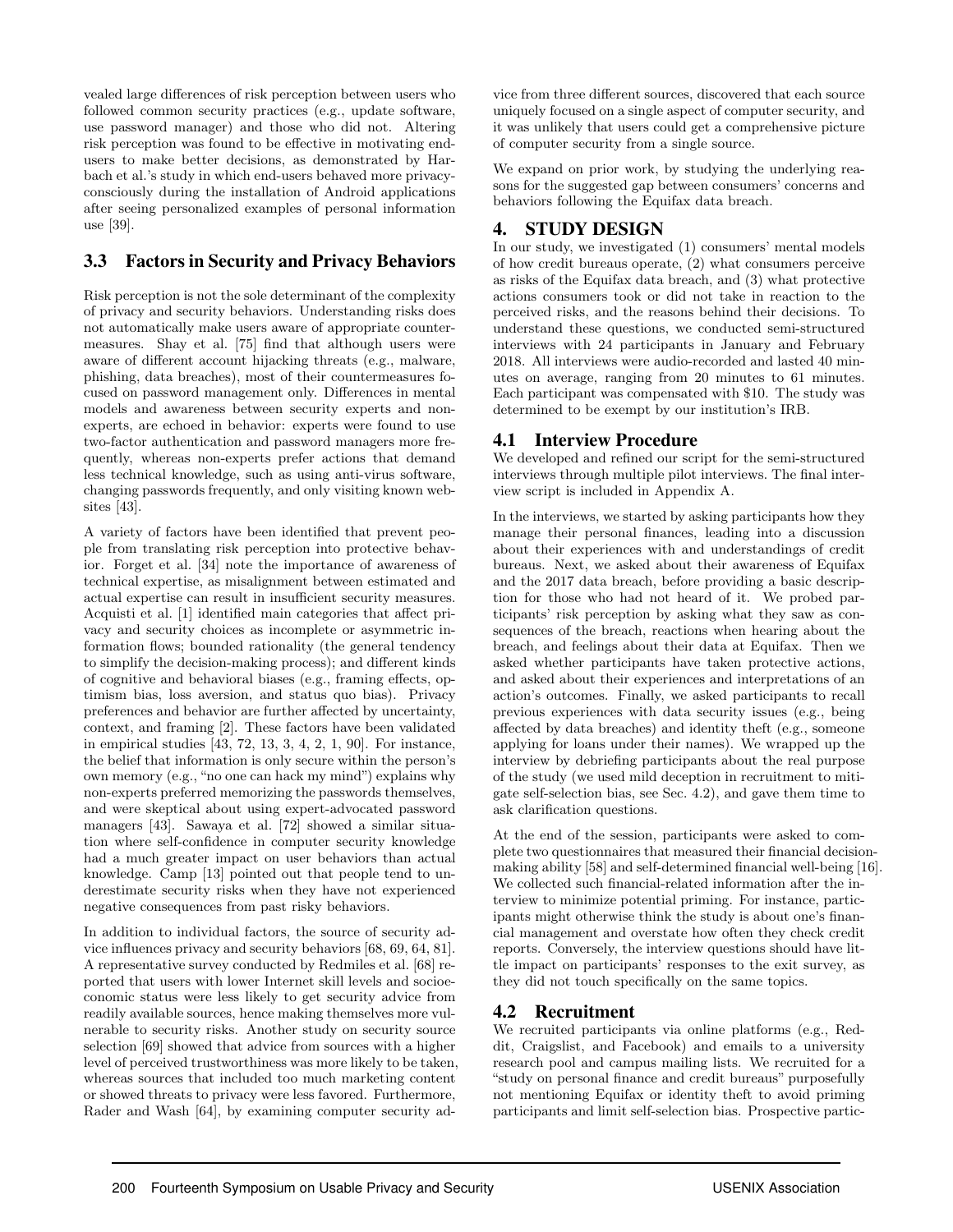vealed large differences of risk perception between users who followed common security practices (e.g., update software, use password manager) and those who did not. Altering risk perception was found to be effective in motivating end-users to make better decisions, as demonstrated by Harbach et al.'s study in which end-users behaved more privacy-consciously during the installation of Android applications after seeing personalized examples of personal information use [39].

## 3.3 Factors in Security and Privacy Behaviors

Risk perception is not the sole determinant of the complexity of privacy and security behaviors. Understanding risks does not automatically make users aware of appropriate countermeasures. Shay et al. [75] find that although users were aware of different account hijacking threats (e.g., malware, phishing, data breaches), most of their countermeasures focused on password management only. Differences in mental models and awareness between security experts and non-experts, are echoed in behavior: experts were found to use two-factor authentication and password managers more frequently, whereas non-experts prefer actions that demand less technical knowledge, such as using anti-virus software, changing passwords frequently, and only visiting known websites [43].

A variety of factors have been identified that prevent people from translating risk perception into protective behavior. Forget et al. [34] note the importance of awareness of technical expertise, as misalignment between estimated and actual expertise can result in insufficient security measures. Acquisti et al. [1] identified main categories that affect privacy and security choices as incomplete or asymmetric information flows; bounded rationality (the general tendency to simplify the decision-making process); and different kinds of cognitive and behavioral biases (e.g., framing effects, optimism bias, loss aversion, and status quo bias). Privacy preferences and behavior are further affected by uncertainty, context, and framing [2]. These factors have been validated in empirical studies [43, 72, 13, 3, 4, 2, 1, 90]. For instance, the belief that information is only secure within the person's own memory (e.g., "no one can hack my mind") explains why non-experts preferred memorizing the passwords themselves, and were skeptical about using expert-advocated password managers [43]. Sawaya et al. [72] showed a similar situation where self-confidence in computer security knowledge had a much greater impact on user behaviors than actual knowledge. Camp [13] pointed out that people tend to underestimate security risks when they have not experienced negative consequences from past risky behaviors.

In addition to individual factors, the source of security advice influences privacy and security behaviors [68, 69, 64, 81]. A representative survey conducted by Redmiles et al. [68] reported that users with lower Internet skill levels and socioeconomic status were less likely to get security advice from readily available sources, hence making themselves more vulnerable to security risks. Another study on security source selection [69] showed that advice from sources with a higher level of perceived trustworthiness was more likely to be taken, whereas sources that included too much marketing content or showed threats to privacy were less favored. Furthermore, Rader and Wash [64], by examining computer security advice from three different sources, discovered that each source uniquely focused on a single aspect of computer security, and it was unlikely that users could get a comprehensive picture of computer security from a single source.

We expand on prior work, by studying the underlying reasons for the suggested gap between consumers' concerns and behaviors following the Equifax data breach.

# 4. STUDY DESIGN

In our study, we investigated (1) consumers' mental models of how credit bureaus operate, (2) what consumers perceive as risks of the Equifax data breach, and (3) what protective actions consumers took or did not take in reaction to the perceived risks, and the reasons behind their decisions. To understand these questions, we conducted semi-structured interviews with 24 participants in January and February 2018. All interviews were audio-recorded and lasted 40 minutes on average, ranging from 20 minutes to 61 minutes. Each participant was compensated with $10. The study was determined to be exempt by our institution's IRB.

## 4.1 Interview Procedure

We developed and refined our script for the semi-structured interviews through multiple pilot interviews. The final interview script is included in Appendix A.

In the interviews, we started by asking participants how they manage their personal finances, leading into a discussion about their experiences with and understandings of credit bureaus. Next, we asked about their awareness of Equifax and the 2017 data breach, before providing a basic description for those who had not heard of it. We probed participants' risk perception by asking what they saw as consequences of the breach, reactions when hearing about the breach, and feelings about their data at Equifax. Then we asked whether participants have taken protective actions, and asked about their experiences and interpretations of an action's outcomes. Finally, we asked participants to recall previous experiences with data security issues (e.g., being affected by data breaches) and identity theft (e.g., someone applying for loans under their names). We wrapped up the interview by debriefing participants about the real purpose of the study (we used mild deception in recruitment to mitigate self-selection bias, see Sec. 4.2), and gave them time to ask clarification questions.

At the end of the session, participants were asked to complete two questionnaires that measured their financial decision-making ability [58] and self-determined financial well-being [16]. We collected such financial-related information after the interview to minimize potential priming. For instance, participants might otherwise think the study is about one's financial management and overstate how often they check credit reports. Conversely, the interview questions should have little impact on participants' responses to the exit survey, as they did not touch specifically on the same topics.

## 4.2 Recruitment

We recruited participants via online platforms (e.g., Reddit, Craigslist, and Facebook) and emails to a university research pool and campus mailing lists. We recruited for a "study on personal finance and credit bureaus" purposefully not mentioning Equifax or identity theft to avoid priming participants and limit self-selection bias. Prospective partic-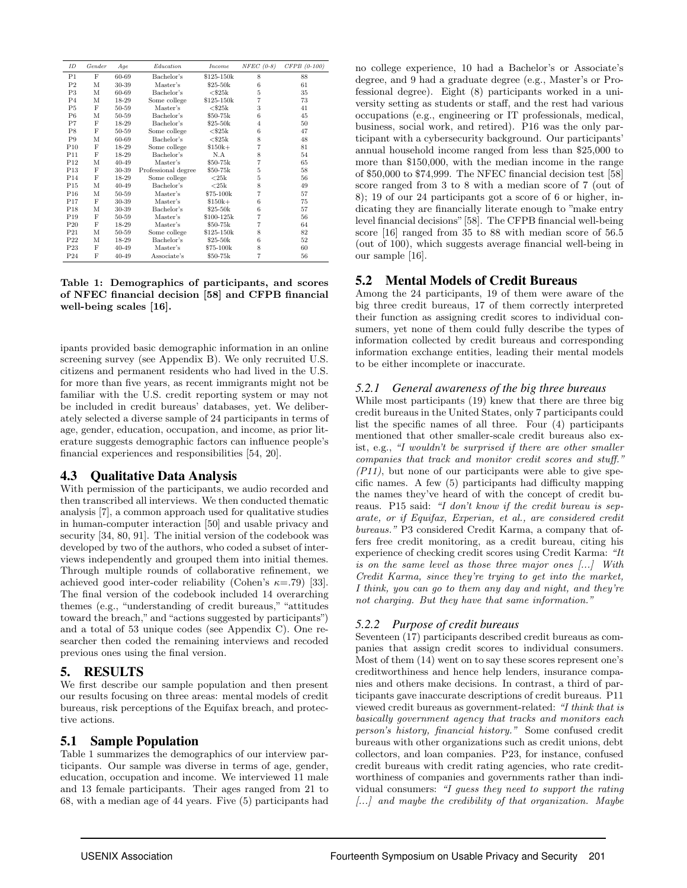| ID | Gender | Age | Education | Income | NFEC (0-8) | CFPB (0-100) |
|---|---|---|---|---|---|---|
| P1 | F | 60-69 | Bachelor's | \$125-150k | 8 | 88 |
| P2 | M | 30-39 | Master's | \$25-50k | 6 | 61 |
| P3 | M | 60-69 | Bachelor's | <\$25k | 5 | 35 |
| P4 | M | 18-29 | Some college | \$125-150k | 7 | 73 |
| P5 | F | 50-59 | Master's | <\$25k | 3 | 41 |
| P6 | M | 50-59 | Bachelor's | \$50-75k | 6 | 45 |
| P7 | F | 18-29 | Bachelor's | \$25-50k | 4 | 50 |
| P8 | F | 50-59 | Some college | <\$25k | 6 | 47 |
| P9 | M | 60-69 | Bachelor's | <\$25k | 8 | 48 |
| P10 | F | 18-29 | Some college | \$150k+ | 7 | 81 |
| P11 | F | 18-29 | Bachelor's | N.A | 8 | 54 |
| P12 | M | 40-49 | Master's | \$50-75k | 7 | 65 |
| P13 | F | 30-39 | Professional degree | \$50-75k | 5 | 58 |
| P14 | F | 18-29 | Some college | <25k | 5 | 56 |
| P15 | M | 40-49 | Bachelor's | <25k | 8 | 49 |
| P16 | M | 50-59 | Master's | \$75-100k | 7 | 57 |
| P17 | F | 30-39 | Master's | \$150k+ | 6 | 75 |
| P18 | M | 30-39 | Bachelor's | \$25-50k | 6 | 57 |
| P19 | F | 50-59 | Master's | \$100-125k | 7 | 56 |
| P20 | F | 18-29 | Master's | \$50-75k | 7 | 64 |
| P21 | M | 50-59 | Some college | \$125-150k | 8 | 82 |
| P22 | M | 18-29 | Bachelor's | \$25-50k | 6 | 52 |
| P23 | F | 40-49 | Master's | \$75-100k | 8 | 60 |
| P24 | F | 40-49 | Associate's | \$50-75k | 7 | 56 |

**Table 1: Demographics of participants, and scores of NFEC financial decision [58] and CFPB financial well-being scales [16].**

ipants provided basic demographic information in an online screening survey (see Appendix B). We only recruited U.S. citizens and permanent residents who had lived in the U.S. for more than five years, as recent immigrants might not be familiar with the U.S. credit reporting system or may not be included in credit bureaus' databases, yet. We deliberately selected a diverse sample of 24 participants in terms of age, gender, education, occupation, and income, as prior literature suggests demographic factors can influence people's financial experiences and responsibilities [54, 20].

## 4.3 Qualitative Data Analysis

With permission of the participants, we audio recorded and then transcribed all interviews. We then conducted thematic analysis [7], a common approach used for qualitative studies in human-computer interaction [50] and usable privacy and security [34, 80, 91]. The initial version of the codebook was developed by two of the authors, who coded a subset of interviews independently and grouped them into initial themes. Through multiple rounds of collaborative refinement, we achieved good inter-coder reliability (Cohen's $\kappa$=.79) [33]. The final version of the codebook included 14 overarching themes (e.g., "understanding of credit bureaus," "attitudes toward the breach," and "actions suggested by participants") and a total of 53 unique codes (see Appendix C). One researcher then coded the remaining interviews and recoded previous ones using the final version.

# 5. RESULTS

We first describe our sample population and then present our results focusing on three areas: mental models of credit bureaus, risk perceptions of the Equifax breach, and protective actions.

## 5.1 Sample Population

Table 1 summarizes the demographics of our interview participants. Our sample was diverse in terms of age, gender, education, occupation and income. We interviewed 11 male and 13 female participants. Their ages ranged from 21 to 68, with a median age of 44 years. Five (5) participants had no college experience, 10 had a Bachelor's or Associate's degree, and 9 had a graduate degree (e.g., Master's or Professional degree). Eight (8) participants worked in a university setting as students or staff, and the rest had various occupations (e.g., engineering or IT professionals, medical, business, social work, and retired). P16 was the only participant with a cybersecurity background. Our participants' annual household income ranged from less than \$25,000 to more than \$150,000, with the median income in the range of \$50,000 to \$74,999. The NFEC financial decision test [58] score ranged from 3 to 8 with a median score of 7 (out of 8); 19 of our 24 participants got a score of 6 or higher, indicating they are financially literate enough to "make entry level financial decisions" [58]. The CFPB financial well-being score [16] ranged from 35 to 88 with median score of 56.5 (out of 100), which suggests average financial well-being in our sample [16].

## 5.2 Mental Models of Credit Bureaus

Among the 24 participants, 19 of them were aware of the big three credit bureaus, 17 of them correctly interpreted their function as assigning credit scores to individual consumers, yet none of them could fully describe the types of information collected by credit bureaus and corresponding information exchange entities, leading their mental models to be either incomplete or inaccurate.

### 5.2.1 General awareness of the big three bureaus

While most participants (19) knew that there are three big credit bureaus in the United States, only 7 participants could list the specific names of all three. Four (4) participants mentioned that other smaller-scale credit bureaus also exist, e.g., *"I wouldn't be surprised if there are other smaller companies that track and monitor credit scores and stuff." (P11)*, but none of our participants were able to give specific names. A few (5) participants had difficulty mapping the names they've heard of with the concept of credit bureaus. P15 said: *"I don't know if the credit bureau is separate, or if Equifax, Experian, et al., are considered credit bureaus."* P3 considered Credit Karma, a company that offers free credit monitoring, as a credit bureau, citing his experience of checking credit scores using Credit Karma: *"It is on the same level as those three major ones [...] With Credit Karma, since they're trying to get into the market, I think, you can go to them any day and night, and they're not charging. But they have that same information."*

### 5.2.2 Purpose of credit bureaus

Seventeen (17) participants described credit bureaus as companies that assign credit scores to individual consumers. Most of them (14) went on to say these scores represent one's creditworthiness and hence help lenders, insurance companies and others make decisions. In contrast, a third of participants gave inaccurate descriptions of credit bureaus. P11 viewed credit bureaus as government-related: *"I think that is basically government agency that tracks and monitors each person's history, financial history."* Some confused credit bureaus with other organizations such as credit unions, debt collectors, and loan companies. P23, for instance, confused credit bureaus with credit rating agencies, who rate creditworthiness of companies and governments rather than individual consumers: *"I guess they need to support the rating [...] and maybe the credibility of that organization. Maybe*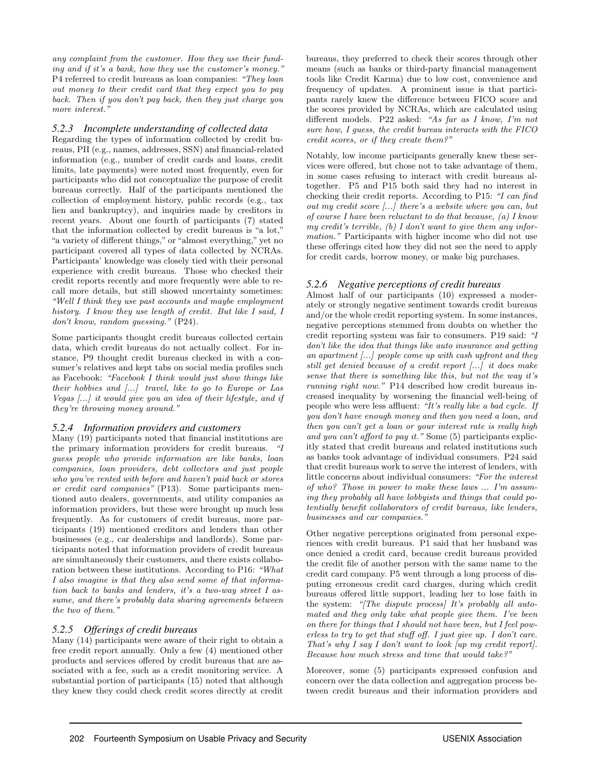*any complaint from the customer. How they use their funding and if it's a bank, how they use the customer's money."* P4 referred to credit bureaus as loan companies: *"They loan out money to their credit card that they expect you to pay back. Then if you don't pay back, then they just charge you more interest."*

### 5.2.3 Incomplete understanding of collected data

Regarding the types of information collected by credit bureaus, PII (e.g., names, addresses, SSN) and financial-related information (e.g., number of credit cards and loans, credit limits, late payments) were noted most frequently, even for participants who did not conceptualize the purpose of credit bureaus correctly. Half of the participants mentioned the collection of employment history, public records (e.g., tax lien and bankruptcy), and inquiries made by creditors in recent years. About one fourth of participants (7) stated that the information collected by credit bureaus is "a lot," "a variety of different things," or "almost everything," yet no participant covered all types of data collected by NCRAs. Participants' knowledge was closely tied with their personal experience with credit bureaus. Those who checked their credit reports recently and more frequently were able to recall more details, but still showed uncertainty sometimes: *"Well I think they use past accounts and maybe employment history. I know they use length of credit. But like I said, I don't know, random guessing."* (P24).

Some participants thought credit bureaus collected certain data, which credit bureaus do not actually collect. For instance, P9 thought credit bureaus checked in with a consumer's relatives and kept tabs on social media profiles such as Facebook: *"Facebook I think would just show things like their hobbies and [...] travel, like to go to Europe or Las Vegas [...] it would give you an idea of their lifestyle, and if they're throwing money around."*

### 5.2.4 Information providers and customers

Many (19) participants noted that financial institutions are the primary information providers for credit bureaus. *"I guess people who provide information are like banks, loan companies, loan providers, debt collectors and just people who you've rented with before and haven't paid back or stores or credit card companies"* (P13). Some participants mentioned auto dealers, governments, and utility companies as information providers, but these were brought up much less frequently. As for customers of credit bureaus, more participants (19) mentioned creditors and lenders than other businesses (e.g., car dealerships and landlords). Some participants noted that information providers of credit bureaus are simultaneously their customers, and there exists collaboration between these institutions. According to P16: *"What I also imagine is that they also send some of that information back to banks and lenders, it's a two-way street I assume, and there's probably data sharing agreements between the two of them."*

### 5.2.5 Offerings of credit bureaus

Many (14) participants were aware of their right to obtain a free credit report annually. Only a few (4) mentioned other products and services offered by credit bureaus that are associated with a fee, such as a credit monitoring service. A substantial portion of participants (15) noted that although they knew they could check credit scores directly at credit bureaus, they preferred to check their scores through other means (such as banks or third-party financial management tools like Credit Karma) due to low cost, convenience and frequency of updates. A prominent issue is that participants rarely knew the difference between FICO score and the scores provided by NCRAs, which are calculated using different models. P22 asked: *"As far as I know, I'm not sure how, I guess, the credit bureau interacts with the FICO credit scores, or if they create them?"*

Notably, low income participants generally knew these services were offered, but chose not to take advantage of them, in some cases refusing to interact with credit bureaus altogether. P5 and P15 both said they had no interest in checking their credit reports. According to P15: *"I can find out my credit score [...] there's a website where you can, but of course I have been reluctant to do that because, (a) I know my credit's terrible, (b) I don't want to give them any information."* Participants with higher income who did not use these offerings cited how they did not see the need to apply for credit cards, borrow money, or make big purchases.

### 5.2.6 Negative perceptions of credit bureaus

Almost half of our participants (10) expressed a moderately or strongly negative sentiment towards credit bureaus and/or the whole credit reporting system. In some instances, negative perceptions stemmed from doubts on whether the credit reporting system was fair to consumers. P19 said: *"I don't like the idea that things like auto insurance and getting an apartment [...] people come up with cash upfront and they still get denied because of a credit report [...] it does make sense that there is something like this, but not the way it's running right now."* P14 described how credit bureaus increased inequality by worsening the financial well-being of people who were less affluent: *"It's really like a bad cycle. If you don't have enough money and then you need a loan, and then you can't get a loan or your interest rate is really high and you can't afford to pay it."* Some (5) participants explicitly stated that credit bureaus and related institutions such as banks took advantage of individual consumers. P24 said that credit bureaus work to serve the interest of lenders, with little concerns about individual consumers: *"For the interest of who? Those in power to make these laws ... I'm assuming they probably all have lobbyists and things that could potentially benefit collaborators of credit bureaus, like lenders, businesses and car companies."*

Other negative perceptions originated from personal experiences with credit bureaus. P1 said that her husband was once denied a credit card, because credit bureaus provided the credit file of another person with the same name to the credit card company. P5 went through a long process of disputing erroneous credit card charges, during which credit bureaus offered little support, leading her to lose faith in the system: *"[The dispute process] It's probably all automated and they only take what people give them. I've been on there for things that I should not have been, but I feel powerless to try to get that stuff off. I just give up. I don't care. That's why I say I don't want to look [up my credit report]. Because how much stress and time that would take?"*

Moreover, some (5) participants expressed confusion and concern over the data collection and aggregation process between credit bureaus and their information providers and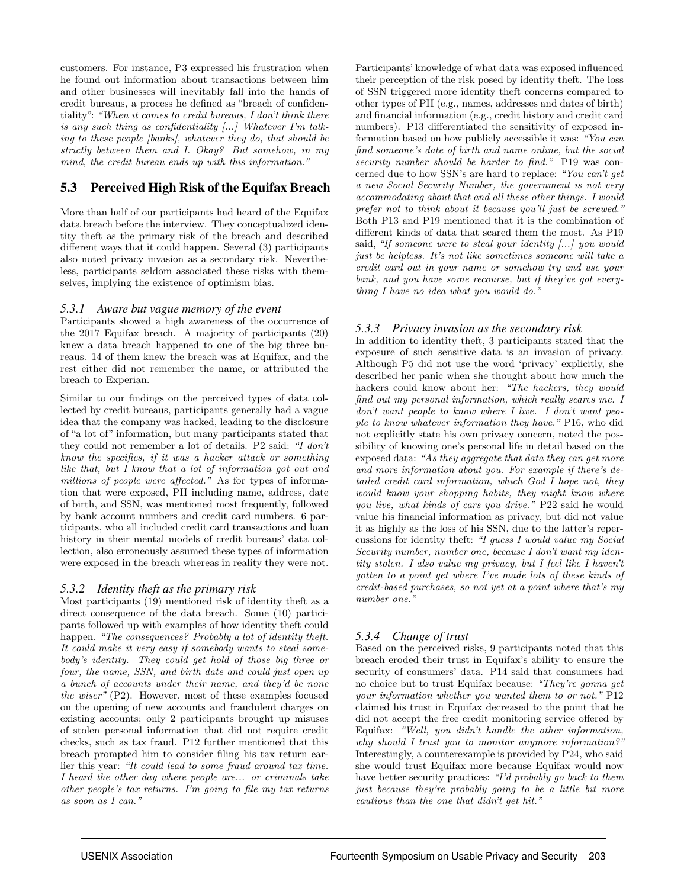customers. For instance, P3 expressed his frustration when he found out information about transactions between him and other businesses will inevitably fall into the hands of credit bureaus, a process he defined as "breach of confidentiality": *"When it comes to credit bureaus, I don't think there is any such thing as confidentiality [...] Whatever I'm talking to these people [banks], whatever they do, that should be strictly between them and I. Okay? But somehow, in my mind, the credit bureau ends up with this information."*

## 5.3 Perceived High Risk of the Equifax Breach

More than half of our participants had heard of the Equifax data breach before the interview. They conceptualized identity theft as the primary risk of the breach and described different ways that it could happen. Several (3) participants also noted privacy invasion as a secondary risk. Nevertheless, participants seldom associated these risks with themselves, implying the existence of optimism bias.

### 5.3.1 Aware but vague memory of the event

Participants showed a high awareness of the occurrence of the 2017 Equifax breach. A majority of participants (20) knew a data breach happened to one of the big three bureaus. 14 of them knew the breach was at Equifax, and the rest either did not remember the name, or attributed the breach to Experian.

Similar to our findings on the perceived types of data collected by credit bureaus, participants generally had a vague idea that the company was hacked, leading to the disclosure of "a lot of" information, but many participants stated that they could not remember a lot of details. P2 said: *"I don't know the specifics, if it was a hacker attack or something like that, but I know that a lot of information got out and millions of people were affected."* As for types of information that were exposed, PII including name, address, date of birth, and SSN, was mentioned most frequently, followed by bank account numbers and credit card numbers. 6 participants, who all included credit card transactions and loan history in their mental models of credit bureaus' data collection, also erroneously assumed these types of information were exposed in the breach whereas in reality they were not.

### 5.3.2 Identity theft as the primary risk

Most participants (19) mentioned risk of identity theft as a direct consequence of the data breach. Some (10) participants followed up with examples of how identity theft could happen. *"The consequences? Probably a lot of identity theft. It could make it very easy if somebody wants to steal somebody's identity. They could get hold of those big three or four, the name, SSN, and birth date and could just open up a bunch of accounts under their name, and they'd be none the wiser"* (P2). However, most of these examples focused on the opening of new accounts and fraudulent charges on existing accounts; only 2 participants brought up misuses of stolen personal information that did not require credit checks, such as tax fraud. P12 further mentioned that this breach prompted him to consider filing his tax return earlier this year: *"It could lead to some fraud around tax time. I heard the other day where people are... or criminals take other people's tax returns. I'm going to file my tax returns as soon as I can."*

Participants' knowledge of what data was exposed influenced their perception of the risk posed by identity theft. The loss of SSN triggered more identity theft concerns compared to other types of PII (e.g., names, addresses and dates of birth) and financial information (e.g., credit history and credit card numbers). P13 differentiated the sensitivity of exposed information based on how publicly accessible it was: *"You can find someone's date of birth and name online, but the social security number should be harder to find."* P19 was concerned due to how SSN's are hard to replace: *"You can't get a new Social Security Number, the government is not very accommodating about that and all these other things. I would prefer not to think about it because you'll just be screwed."* Both P13 and P19 mentioned that it is the combination of different kinds of data that scared them the most. As P19 said, *"If someone were to steal your identity [...] you would just be helpless. It's not like sometimes someone will take a credit card out in your name or somehow try and use your bank, and you have some recourse, but if they've got everything I have no idea what you would do."*

### 5.3.3 Privacy invasion as the secondary risk

In addition to identity theft, 3 participants stated that the exposure of such sensitive data is an invasion of privacy. Although P5 did not use the word 'privacy' explicitly, she described her panic when she thought about how much the hackers could know about her: *"The hackers, they would find out my personal information, which really scares me. I don't want people to know where I live. I don't want people to know whatever information they have."* P16, who did not explicitly state his own privacy concern, noted the possibility of knowing one's personal life in detail based on the exposed data: *"As they aggregate that data they can get more and more information about you. For example if there's detailed credit card information, which God I hope not, they would know your shopping habits, they might know where you live, what kinds of cars you drive."* P22 said he would value his financial information as privacy, but did not value it as highly as the loss of his SSN, due to the latter's repercussions for identity theft: *"I guess I would value my Social Security number, number one, because I don't want my identity stolen. I also value my privacy, but I feel like I haven't gotten to a point yet where I've made lots of these kinds of credit-based purchases, so not yet at a point where that's my number one."*

### 5.3.4 Change of trust

Based on the perceived risks, 9 participants noted that this breach eroded their trust in Equifax's ability to ensure the security of consumers' data. P14 said that consumers had no choice but to trust Equifax because: *"They're gonna get your information whether you wanted them to or not."* P12 claimed his trust in Equifax decreased to the point that he did not accept the free credit monitoring service offered by Equifax: *"Well, you didn't handle the other information, why should I trust you to monitor anymore information?"* Interestingly, a counterexample is provided by P24, who said she would trust Equifax more because Equifax would now have better security practices: *"I'd probably go back to them just because they're probably going to be a little bit more cautious than the one that didn't get hit."*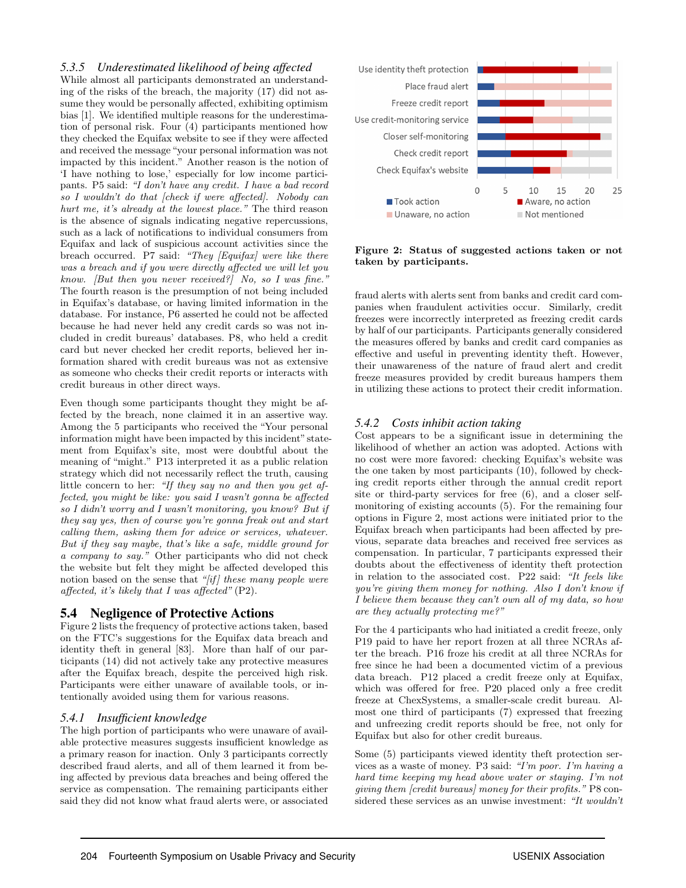### 5.3.5 Underestimated likelihood of being affected

While almost all participants demonstrated an understanding of the risks of the breach, the majority (17) did not assume they would be personally affected, exhibiting optimism bias [1]. We identified multiple reasons for the underestimation of personal risk. Four (4) participants mentioned how they checked the Equifax website to see if they were affected and received the message "your personal information was not impacted by this incident." Another reason is the notion of 'I have nothing to lose,' especially for low income participants. P5 said: *"I don't have any credit. I have a bad record so I wouldn't do that [check if were affected]. Nobody can hurt me, it's already at the lowest place."* The third reason is the absence of signals indicating negative repercussions, such as a lack of notifications to individual consumers from Equifax and lack of suspicious account activities since the breach occurred. P7 said: *"They [Equifax] were like there was a breach and if you were directly affected we will let you know. [But then you never received?] No, so I was fine."* The fourth reason is the presumption of not being included in Equifax's database, or having limited information in the database. For instance, P6 asserted he could not be affected because he had never held any credit cards so was not included in credit bureaus' databases. P8, who held a credit card but never checked her credit reports, believed her information shared with credit bureaus was not as extensive as someone who checks their credit reports or interacts with credit bureaus in other direct ways.

Even though some participants thought they might be affected by the breach, none claimed it in an assertive way. Among the 5 participants who received the "Your personal information might have been impacted by this incident" statement from Equifax's site, most were doubtful about the meaning of "might." P13 interpreted it as a public relation strategy which did not necessarily reflect the truth, causing little concern to her: *"If they say no and then you get affected, you might be like: you said I wasn't gonna be affected so I didn't worry and I wasn't monitoring, you know? But if they say yes, then of course you're gonna freak out and start calling them, asking them for advice or services, whatever. But if they say maybe, that's like a safe, middle ground for a company to say."* Other participants who did not check the website but felt they might be affected developed this notion based on the sense that *"[if] these many people were affected, it's likely that I was affected"* (P2).

## 5.4 Negligence of Protective Actions

Figure 2 lists the frequency of protective actions taken, based on the FTC's suggestions for the Equifax data breach and identity theft in general [83]. More than half of our participants (14) did not actively take any protective measures after the Equifax breach, despite the perceived high risk. Participants were either unaware of available tools, or intentionally avoided using them for various reasons.

### 5.4.1 Insufficient knowledge

The high portion of participants who were unaware of available protective measures suggests insufficient knowledge as a primary reason for inaction. Only 3 participants correctly described fraud alerts, and all of them learned it from being affected by previous data breaches and being offered the service as compensation. The remaining participants either said they did not know what fraud alerts were, or associated fraud alerts with alerts sent from banks and credit card companies when fraudulent activities occur. Similarly, credit freezes were incorrectly interpreted as freezing credit cards by half of our participants. Participants generally considered the measures offered by banks and credit card companies as effective and useful in preventing identity theft. However, their unawareness of the nature of fraud alert and credit freeze measures provided by credit bureaus hampers them in utilizing these actions to protect their credit information.

**Figure 2: Status of suggested actions taken or not taken by participants.**

### 5.4.2 Costs inhibit action taking

Cost appears to be a significant issue in determining the likelihood of whether an action was adopted. Actions with no cost were more favored: checking Equifax's website was the one taken by most participants (10), followed by checking credit reports either through the annual credit report site or third-party services for free (6), and a closer self-monitoring of existing accounts (5). For the remaining four options in Figure 2, most actions were initiated prior to the Equifax breach when participants had been affected by previous, separate data breaches and received free services as compensation. In particular, 7 participants expressed their doubts about the effectiveness of identity theft protection in relation to the associated cost. P22 said: *"It feels like you're giving them money for nothing. Also I don't know if I believe them because they can't own all of my data, so how are they actually protecting me?"*

For the 4 participants who had initiated a credit freeze, only P19 paid to have her report frozen at all three NCRAs after the breach. P16 froze his credit at all three NCRAs for free since he had been a documented victim of a previous data breach. P12 placed a credit freeze only at Equifax, which was offered for free. P20 placed only a free credit freeze at ChexSystems, a smaller-scale credit bureau. Almost one third of participants (7) expressed that freezing and unfreezing credit reports should be free, not only for Equifax but also for other credit bureaus.

Some (5) participants viewed identity theft protection services as a waste of money. P3 said: *"I'm poor. I'm having a hard time keeping my head above water or staying. I'm not giving them [credit bureaus] money for their profits."* P8 considered these services as an unwise investment: *"It wouldn't*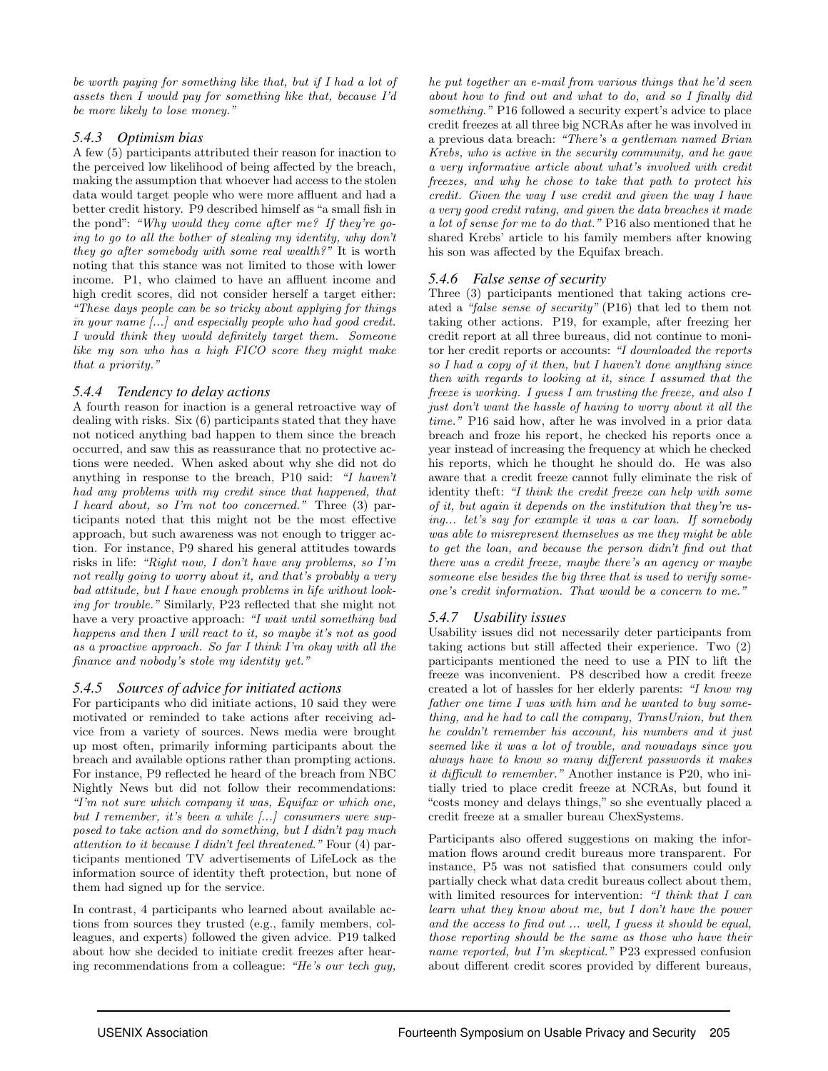*be worth paying for something like that, but if I had a lot of assets then I would pay for something like that, because I'd be more likely to lose money."*

### 5.4.3 Optimism bias

A few (5) participants attributed their reason for inaction to the perceived low likelihood of being affected by the breach, making the assumption that whoever had access to the stolen data would target people who were more affluent and had a better credit history. P9 described himself as "a small fish in the pond": *"Why would they come after me? If they're going to go to all the bother of stealing my identity, why don't they go after somebody with some real wealth?"* It is worth noting that this stance was not limited to those with lower income. P1, who claimed to have an affluent income and high credit scores, did not consider herself a target either: *"These days people can be so tricky about applying for things in your name [...] and especially people who had good credit. I would think they would definitely target them. Someone like my son who has a high FICO score they might make that a priority."*

### 5.4.4 Tendency to delay actions

A fourth reason for inaction is a general retroactive way of dealing with risks. Six (6) participants stated that they have not noticed anything bad happen to them since the breach occurred, and saw this as reassurance that no protective actions were needed. When asked about why she did not do anything in response to the breach, P10 said: *"I haven't had any problems with my credit since that happened, that I heard about, so I'm not too concerned."* Three (3) participants noted that this might not be the most effective approach, but such awareness was not enough to trigger action. For instance, P9 shared his general attitudes towards risks in life: *"Right now, I don't have any problems, so I'm not really going to worry about it, and that's probably a very bad attitude, but I have enough problems in life without looking for trouble."* Similarly, P23 reflected that she might not have a very proactive approach: *"I wait until something bad happens and then I will react to it, so maybe it's not as good as a proactive approach. So far I think I'm okay with all the finance and nobody's stole my identity yet."*

### 5.4.5 Sources of advice for initiated actions

For participants who did initiate actions, 10 said they were motivated or reminded to take actions after receiving advice from a variety of sources. News media were brought up most often, primarily informing participants about the breach and available options rather than prompting actions. For instance, P9 reflected he heard of the breach from NBC Nightly News but did not follow their recommendations: *"I'm not sure which company it was, Equifax or which one, but I remember, it's been a while [...] consumers were supposed to take action and do something, but I didn't pay much attention to it because I didn't feel threatened."* Four (4) participants mentioned TV advertisements of LifeLock as the information source of identity theft protection, but none of them had signed up for the service.

In contrast, 4 participants who learned about available actions from sources they trusted (e.g., family members, colleagues, and experts) followed the given advice. P19 talked about how she decided to initiate credit freezes after hearing recommendations from a colleague: *"He's our tech guy, he put together an e-mail from various things that he'd seen about how to find out and what to do, and so I finally did something."* P16 followed a security expert's advice to place credit freezes at all three big NCRAs after he was involved in a previous data breach: *"There's a gentleman named Brian Krebs, who is active in the security community, and he gave a very informative article about what's involved with credit freezes, and why he chose to take that path to protect his credit. Given the way I use credit and given the way I have a very good credit rating, and given the data breaches it made a lot of sense for me to do that."* P16 also mentioned that he shared Krebs' article to his family members after knowing his son was affected by the Equifax breach.

### 5.4.6 False sense of security

Three (3) participants mentioned that taking actions created a *"false sense of security"* (P16) that led to them not taking other actions. P19, for example, after freezing her credit report at all three bureaus, did not continue to monitor her credit reports or accounts: *"I downloaded the reports so I had a copy of it then, but I haven't done anything since then with regards to looking at it, since I assumed that the freeze is working. I guess I am trusting the freeze, and also I just don't want the hassle of having to worry about it all the time."* P16 said how, after he was involved in a prior data breach and froze his report, he checked his reports once a year instead of increasing the frequency at which he checked his reports, which he thought he should do. He was also aware that a credit freeze cannot fully eliminate the risk of identity theft: *"I think the credit freeze can help with some of it, but again it depends on the institution that they're using... let's say for example it was a car loan. If somebody was able to misrepresent themselves as me they might be able to get the loan, and because the person didn't find out that there was a credit freeze, maybe there's an agency or maybe someone else besides the big three that is used to verify someone's credit information. That would be a concern to me."*

### 5.4.7 Usability issues

Usability issues did not necessarily deter participants from taking actions but still affected their experience. Two (2) participants mentioned the need to use a PIN to lift the freeze was inconvenient. P8 described how a credit freeze created a lot of hassles for her elderly parents: *"I know my father one time I was with him and he wanted to buy something, and he had to call the company, TransUnion, but then he couldn't remember his account, his numbers and it just seemed like it was a lot of trouble, and nowadays since you always have to know so many different passwords it makes it difficult to remember."* Another instance is P20, who initially tried to place credit freeze at NCRAs, but found it "costs money and delays things," so she eventually placed a credit freeze at a smaller bureau ChexSystems.

Participants also offered suggestions on making the information flows around credit bureaus more transparent. For instance, P5 was not satisfied that consumers could only partially check what data credit bureaus collect about them, with limited resources for intervention: *"I think that I can learn what they know about me, but I don't have the power and the access to find out ... well, I guess it should be equal, those reporting should be the same as those who have their name reported, but I'm skeptical."* P23 expressed confusion about different credit scores provided by different bureaus,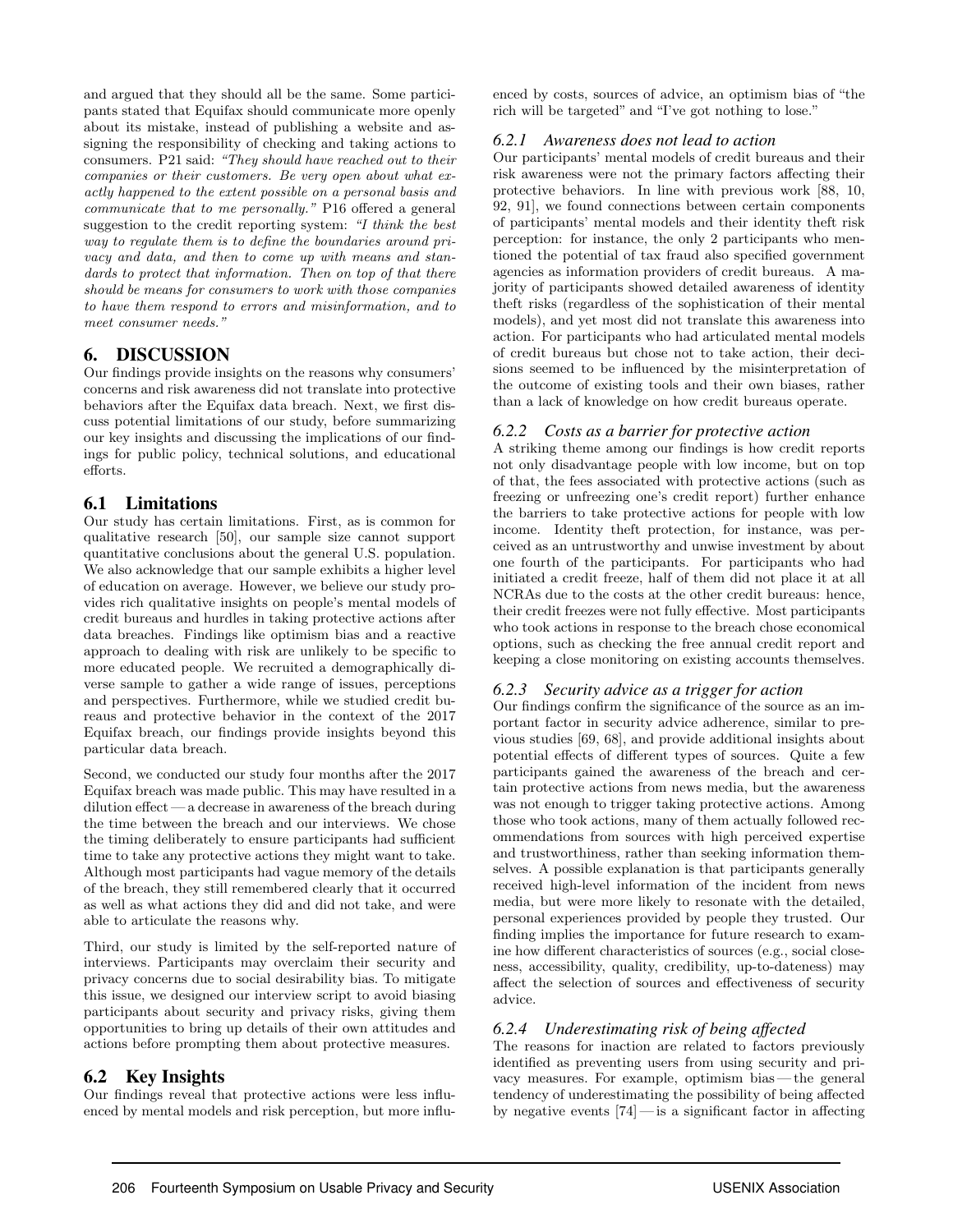and argued that they should all be the same. Some participants stated that Equifax should communicate more openly about its mistake, instead of publishing a website and assigning the responsibility of checking and taking actions to consumers. P21 said: *"They should have reached out to their companies or their customers. Be very open about what exactly happened to the extent possible on a personal basis and communicate that to me personally."* P16 offered a general suggestion to the credit reporting system: *"I think the best way to regulate them is to define the boundaries around privacy and data, and then to come up with means and standards to protect that information. Then on top of that there should be means for consumers to work with those companies to have them respond to errors and misinformation, and to meet consumer needs."*

# 6. DISCUSSION

Our findings provide insights on the reasons why consumers' concerns and risk awareness did not translate into protective behaviors after the Equifax data breach. Next, we first discuss potential limitations of our study, before summarizing our key insights and discussing the implications of our findings for public policy, technical solutions, and educational efforts.

## 6.1 Limitations

Our study has certain limitations. First, as is common for qualitative research [50], our sample size cannot support quantitative conclusions about the general U.S. population. We also acknowledge that our sample exhibits a higher level of education on average. However, we believe our study provides rich qualitative insights on people's mental models of credit bureaus and hurdles in taking protective actions after data breaches. Findings like optimism bias and a reactive approach to dealing with risk are unlikely to be specific to more educated people. We recruited a demographically diverse sample to gather a wide range of issues, perceptions and perspectives. Furthermore, while we studied credit bureaus and protective behavior in the context of the 2017 Equifax breach, our findings provide insights beyond this particular data breach.

Second, we conducted our study four months after the 2017 Equifax breach was made public. This may have resulted in a dilution effect — a decrease in awareness of the breach during the time between the breach and our interviews. We chose the timing deliberately to ensure participants had sufficient time to take any protective actions they might want to take. Although most participants had vague memory of the details of the breach, they still remembered clearly that it occurred as well as what actions they did and did not take, and were able to articulate the reasons why.

Third, our study is limited by the self-reported nature of interviews. Participants may overclaim their security and privacy concerns due to social desirability bias. To mitigate this issue, we designed our interview script to avoid biasing participants about security and privacy risks, giving them opportunities to bring up details of their own attitudes and actions before prompting them about protective measures.

## 6.2 Key Insights

Our findings reveal that protective actions were less influenced by mental models and risk perception, but more influenced by costs, sources of advice, an optimism bias of "the rich will be targeted" and "I've got nothing to lose."

### 6.2.1 Awareness does not lead to action

Our participants' mental models of credit bureaus and their risk awareness were not the primary factors affecting their protective behaviors. In line with previous work [88, 10, 92, 91], we found connections between certain components of participants' mental models and their identity theft risk perception: for instance, the only 2 participants who mentioned the potential of tax fraud also specified government agencies as information providers of credit bureaus. A majority of participants showed detailed awareness of identity theft risks (regardless of the sophistication of their mental models), and yet most did not translate this awareness into action. For participants who had articulated mental models of credit bureaus but chose not to take action, their decisions seemed to be influenced by the misinterpretation of the outcome of existing tools and their own biases, rather than a lack of knowledge on how credit bureaus operate.

### 6.2.2 Costs as a barrier for protective action

A striking theme among our findings is how credit reports not only disadvantage people with low income, but on top of that, the fees associated with protective actions (such as freezing or unfreezing one's credit report) further enhance the barriers to take protective actions for people with low income. Identity theft protection, for instance, was perceived as an untrustworthy and unwise investment by about one fourth of the participants. For participants who had initiated a credit freeze, half of them did not place it at all NCRAs due to the costs at the other credit bureaus: hence, their credit freezes were not fully effective. Most participants who took actions in response to the breach chose economical options, such as checking the free annual credit report and keeping a close monitoring on existing accounts themselves.

### 6.2.3 Security advice as a trigger for action

Our findings confirm the significance of the source as an important factor in security advice adherence, similar to previous studies [69, 68], and provide additional insights about potential effects of different types of sources. Quite a few participants gained the awareness of the breach and certain protective actions from news media, but the awareness was not enough to trigger taking protective actions. Among those who took actions, many of them actually followed recommendations from sources with high perceived expertise and trustworthiness, rather than seeking information themselves. A possible explanation is that participants generally received high-level information of the incident from news media, but were more likely to resonate with the detailed, personal experiences provided by people they trusted. Our finding implies the importance for future research to examine how different characteristics of sources (e.g., social closeness, accessibility, quality, credibility, up-to-dateness) may affect the selection of sources and effectiveness of security advice.

### 6.2.4 Underestimating risk of being affected

The reasons for inaction are related to factors previously identified as preventing users from using security and privacy measures. For example, optimism bias — the general tendency of underestimating the possibility of being affected by negative events [74] — is a significant factor in affecting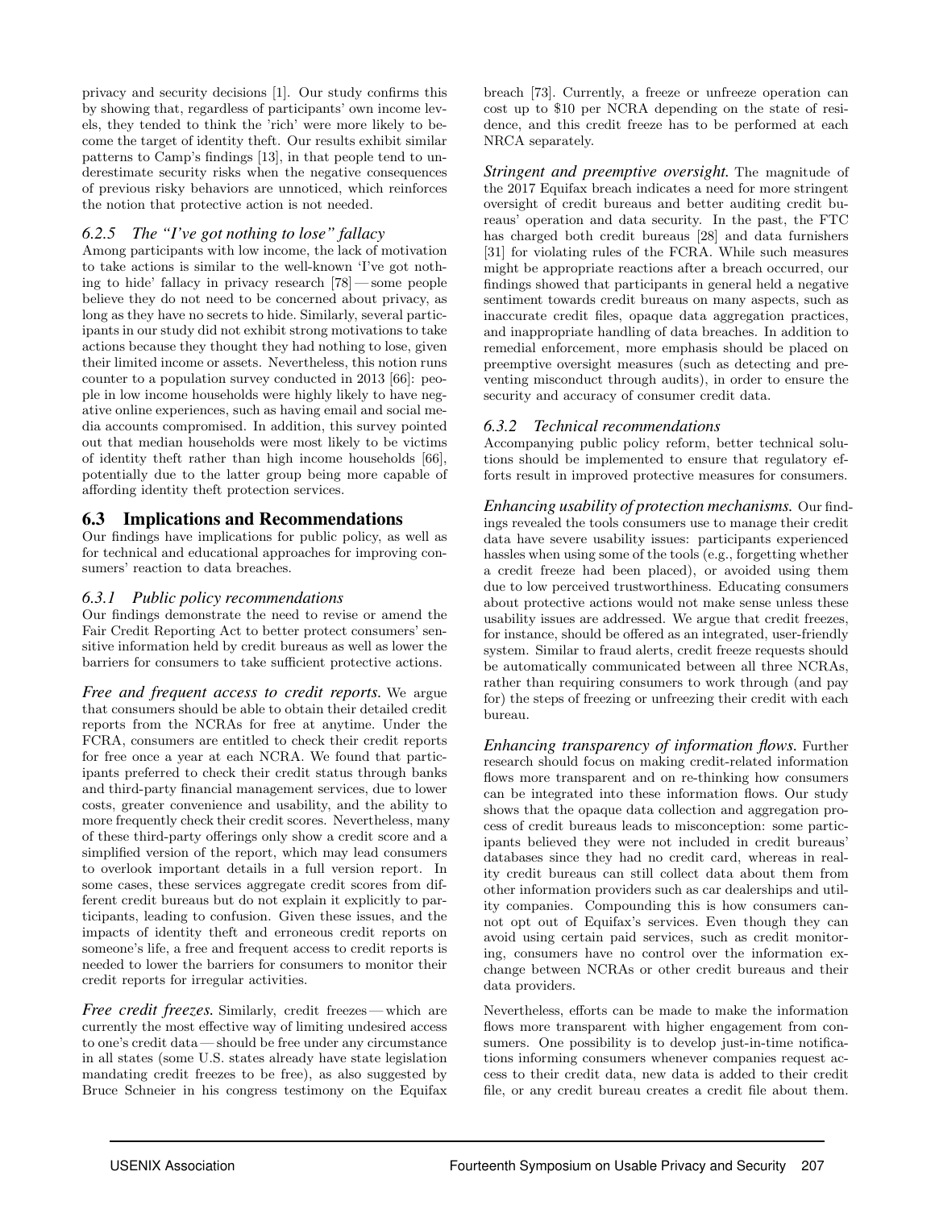privacy and security decisions [1]. Our study confirms this by showing that, regardless of participants' own income levels, they tended to think the 'rich' were more likely to become the target of identity theft. Our results exhibit similar patterns to Camp's findings [13], in that people tend to underestimate security risks when the negative consequences of previous risky behaviors are unnoticed, which reinforces the notion that protective action is not needed.

#### 6.2.5 The "I've got nothing to lose" fallacy

Among participants with low income, the lack of motivation to take actions is similar to the well-known 'I've got nothing to hide' fallacy in privacy research [78] — some people believe they do not need to be concerned about privacy, as long as they have no secrets to hide. Similarly, several participants in our study did not exhibit strong motivations to take actions because they thought they had nothing to lose, given their limited income or assets. Nevertheless, this notion runs counter to a population survey conducted in 2013 [66]: people in low income households were highly likely to have negative online experiences, such as having email and social media accounts compromised. In addition, this survey pointed out that median households were most likely to be victims of identity theft rather than high income households [66], potentially due to the latter group being more capable of affording identity theft protection services.

### 6.3 Implications and Recommendations

Our findings have implications for public policy, as well as for technical and educational approaches for improving consumers' reaction to data breaches.

#### 6.3.1 Public policy recommendations

Our findings demonstrate the need to revise or amend the Fair Credit Reporting Act to better protect consumers' sensitive information held by credit bureaus as well as lower the barriers for consumers to take sufficient protective actions.

*Free and frequent access to credit reports.* We argue that consumers should be able to obtain their detailed credit reports from the NCRAs for free at anytime. Under the FCRA, consumers are entitled to check their credit reports for free once a year at each NCRA. We found that participants preferred to check their credit status through banks and third-party financial management services, due to lower costs, greater convenience and usability, and the ability to more frequently check their credit scores. Nevertheless, many of these third-party offerings only show a credit score and a simplified version of the report, which may lead consumers to overlook important details in a full version report. In some cases, these services aggregate credit scores from different credit bureaus but do not explain it explicitly to participants, leading to confusion. Given these issues, and the impacts of identity theft and erroneous credit reports on someone's life, a free and frequent access to credit reports is needed to lower the barriers for consumers to monitor their credit reports for irregular activities.

*Free credit freezes.* Similarly, credit freezes — which are currently the most effective way of limiting undesired access to one's credit data — should be free under any circumstance in all states (some U.S. states already have state legislation mandating credit freezes to be free), as also suggested by Bruce Schneier in his congress testimony on the Equifax breach [73]. Currently, a freeze or unfreeze operation can cost up to $10 per NCRA depending on the state of residence, and this credit freeze has to be performed at each NRCA separately.

*Stringent and preemptive oversight.* The magnitude of the 2017 Equifax breach indicates a need for more stringent oversight of credit bureaus and better auditing credit bureaus' operation and data security. In the past, the FTC has charged both credit bureaus [28] and data furnishers [31] for violating rules of the FCRA. While such measures might be appropriate reactions after a breach occurred, our findings showed that participants in general held a negative sentiment towards credit bureaus on many aspects, such as inaccurate credit files, opaque data aggregation practices, and inappropriate handling of data breaches. In addition to remedial enforcement, more emphasis should be placed on preemptive oversight measures (such as detecting and preventing misconduct through audits), in order to ensure the security and accuracy of consumer credit data.

#### 6.3.2 Technical recommendations

Accompanying public policy reform, better technical solutions should be implemented to ensure that regulatory efforts result in improved protective measures for consumers.

*Enhancing usability of protection mechanisms.* Our findings revealed the tools consumers use to manage their credit data have severe usability issues: participants experienced hassles when using some of the tools (e.g., forgetting whether a credit freeze had been placed), or avoided using them due to low perceived trustworthiness. Educating consumers about protective actions would not make sense unless these usability issues are addressed. We argue that credit freezes, for instance, should be offered as an integrated, user-friendly system. Similar to fraud alerts, credit freeze requests should be automatically communicated between all three NCRAs, rather than requiring consumers to work through (and pay for) the steps of freezing or unfreezing their credit with each bureau.

*Enhancing transparency of information flows.* Further research should focus on making credit-related information flows more transparent and on re-thinking how consumers can be integrated into these information flows. Our study shows that the opaque data collection and aggregation process of credit bureaus leads to misconception: some participants believed they were not included in credit bureaus' databases since they had no credit card, whereas in reality credit bureaus can still collect data about them from other information providers such as car dealerships and utility companies. Compounding this is how consumers cannot opt out of Equifax's services. Even though they can avoid using certain paid services, such as credit monitoring, consumers have no control over the information exchange between NCRAs or other credit bureaus and their data providers.

Nevertheless, efforts can be made to make the information flows more transparent with higher engagement from consumers. One possibility is to develop just-in-time notifications informing consumers whenever companies request access to their credit data, new data is added to their credit file, or any credit bureau creates a credit file about them.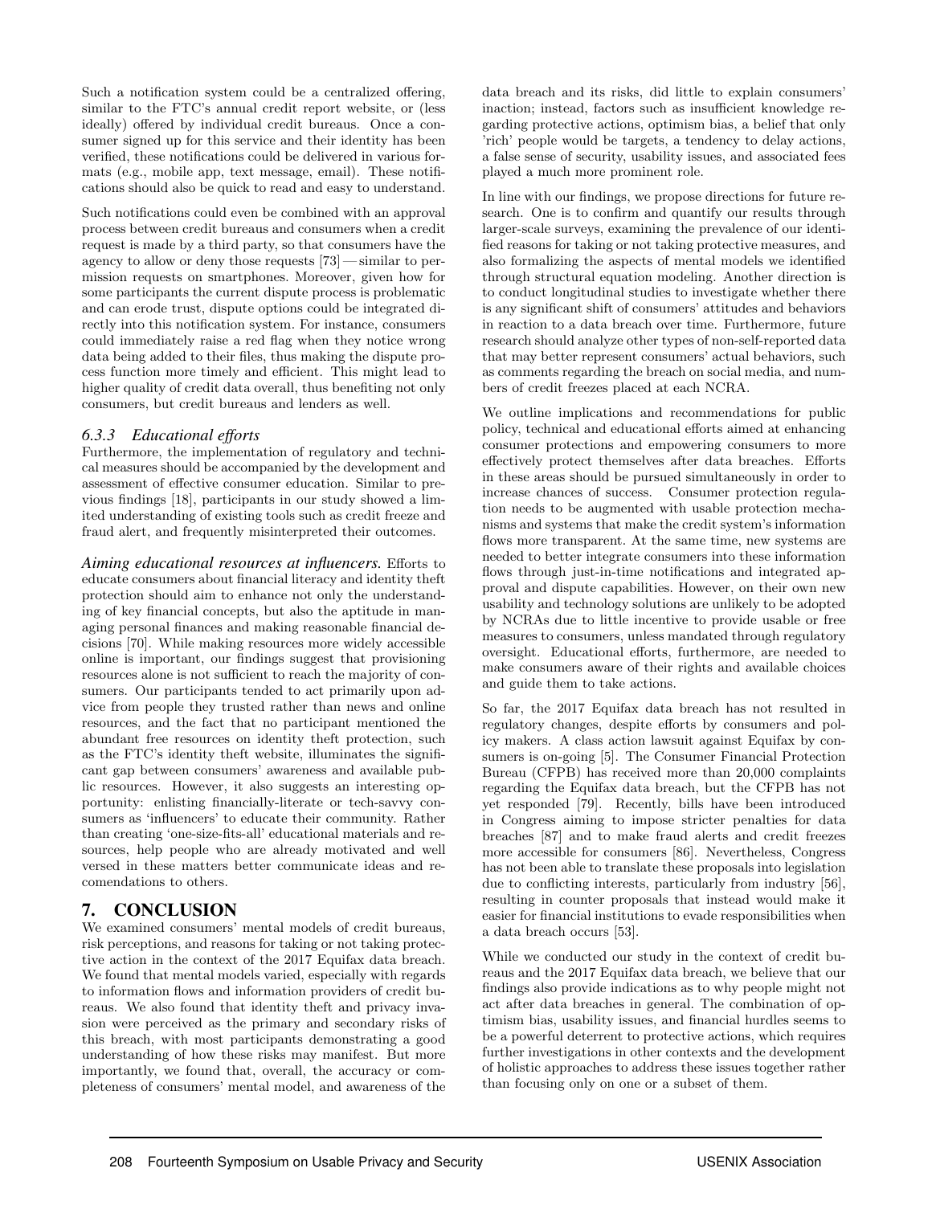Such a notification system could be a centralized offering, similar to the FTC's annual credit report website, or (less ideally) offered by individual credit bureaus. Once a consumer signed up for this service and their identity has been verified, these notifications could be delivered in various formats (e.g., mobile app, text message, email). These notifications should also be quick to read and easy to understand.

Such notifications could even be combined with an approval process between credit bureaus and consumers when a credit request is made by a third party, so that consumers have the agency to allow or deny those requests [73] — similar to permission requests on smartphones. Moreover, given how for some participants the current dispute process is problematic and can erode trust, dispute options could be integrated directly into this notification system. For instance, consumers could immediately raise a red flag when they notice wrong data being added to their files, thus making the dispute process function more timely and efficient. This might lead to higher quality of credit data overall, thus benefiting not only consumers, but credit bureaus and lenders as well.

### 6.3.3 Educational efforts

Furthermore, the implementation of regulatory and technical measures should be accompanied by the development and assessment of effective consumer education. Similar to previous findings [18], participants in our study showed a limited understanding of existing tools such as credit freeze and fraud alert, and frequently misinterpreted their outcomes.

***Aiming educational resources at influencers.*** Efforts to educate consumers about financial literacy and identity theft protection should aim to enhance not only the understanding of key financial concepts, but also the aptitude in managing personal finances and making reasonable financial decisions [70]. While making resources more widely accessible online is important, our findings suggest that provisioning resources alone is not sufficient to reach the majority of consumers. Our participants tended to act primarily upon advice from people they trusted rather than news and online resources, and the fact that no participant mentioned the abundant free resources on identity theft protection, such as the FTC's identity theft website, illuminates the significant gap between consumers' awareness and available public resources. However, it also suggests an interesting opportunity: enlisting financially-literate or tech-savvy consumers as 'influencers' to educate their community. Rather than creating 'one-size-fits-all' educational materials and resources, help people who are already motivated and well versed in these matters better communicate ideas and recomendations to others.

## 7. CONCLUSION

We examined consumers' mental models of credit bureaus, risk perceptions, and reasons for taking or not taking protective action in the context of the 2017 Equifax data breach. We found that mental models varied, especially with regards to information flows and information providers of credit bureaus. We also found that identity theft and privacy invasion were perceived as the primary and secondary risks of this breach, with most participants demonstrating a good understanding of how these risks may manifest. But more importantly, we found that, overall, the accuracy or completeness of consumers' mental model, and awareness of the data breach and its risks, did little to explain consumers' inaction; instead, factors such as insufficient knowledge regarding protective actions, optimism bias, a belief that only 'rich' people would be targets, a tendency to delay actions, a false sense of security, usability issues, and associated fees played a much more prominent role.

In line with our findings, we propose directions for future research. One is to confirm and quantify our results through larger-scale surveys, examining the prevalence of our identified reasons for taking or not taking protective measures, and also formalizing the aspects of mental models we identified through structural equation modeling. Another direction is to conduct longitudinal studies to investigate whether there is any significant shift of consumers' attitudes and behaviors in reaction to a data breach over time. Furthermore, future research should analyze other types of non-self-reported data that may better represent consumers' actual behaviors, such as comments regarding the breach on social media, and numbers of credit freezes placed at each NCRA.

We outline implications and recommendations for public policy, technical and educational efforts aimed at enhancing consumer protections and empowering consumers to more effectively protect themselves after data breaches. Efforts in these areas should be pursued simultaneously in order to increase chances of success. Consumer protection regulation needs to be augmented with usable protection mechanisms and systems that make the credit system's information flows more transparent. At the same time, new systems are needed to better integrate consumers into these information flows through just-in-time notifications and integrated approval and dispute capabilities. However, on their own new usability and technology solutions are unlikely to be adopted by NCRAs due to little incentive to provide usable or free measures to consumers, unless mandated through regulatory oversight. Educational efforts, furthermore, are needed to make consumers aware of their rights and available choices and guide them to take actions.

So far, the 2017 Equifax data breach has not resulted in regulatory changes, despite efforts by consumers and policy makers. A class action lawsuit against Equifax by consumers is on-going [5]. The Consumer Financial Protection Bureau (CFPB) has received more than 20,000 complaints regarding the Equifax data breach, but the CFPB has not yet responded [79]. Recently, bills have been introduced in Congress aiming to impose stricter penalties for data breaches [87] and to make fraud alerts and credit freezes more accessible for consumers [86]. Nevertheless, Congress has not been able to translate these proposals into legislation due to conflicting interests, particularly from industry [56], resulting in counter proposals that instead would make it easier for financial institutions to evade responsibilities when a data breach occurs [53].

While we conducted our study in the context of credit bureaus and the 2017 Equifax data breach, we believe that our findings also provide indications as to why people might not act after data breaches in general. The combination of optimism bias, usability issues, and financial hurdles seems to be a powerful deterrent to protective actions, which requires further investigations in other contexts and the development of holistic approaches to address these issues together rather than focusing only on one or a subset of them.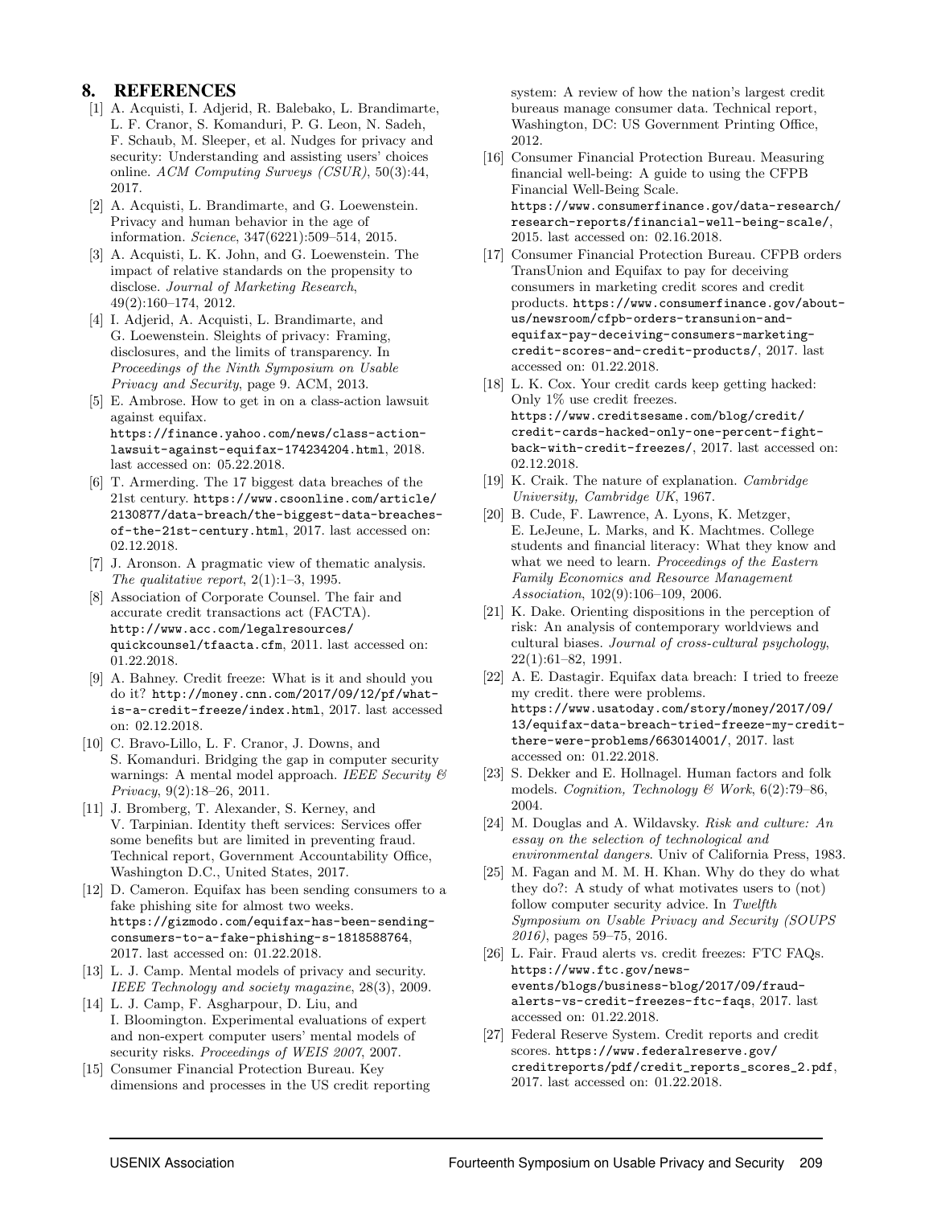## 8. REFERENCES

[1] A. Acquisti, I. Adjerid, R. Balebako, L. Brandimarte, L. F. Cranor, S. Komanduri, P. G. Leon, N. Sadeh, F. Schaub, M. Sleeper, et al. Nudges for privacy and security: Understanding and assisting users' choices online. *ACM Computing Surveys (CSUR)*, 50(3):44, 2017.

[2] A. Acquisti, L. Brandimarte, and G. Loewenstein. Privacy and human behavior in the age of information. *Science*, 347(6221):509–514, 2015.

[3] A. Acquisti, L. K. John, and G. Loewenstein. The impact of relative standards on the propensity to disclose. *Journal of Marketing Research*, 49(2):160–174, 2012.

[4] I. Adjerid, A. Acquisti, L. Brandimarte, and G. Loewenstein. Sleights of privacy: Framing, disclosures, and the limits of transparency. In *Proceedings of the Ninth Symposium on Usable Privacy and Security*, page 9. ACM, 2013.

[5] E. Ambrose. How to get in on a class-action lawsuit against equifax. https://finance.yahoo.com/news/class-action-lawsuit-against-equifax-174234204.html, 2018. last accessed on: 05.22.2018.

[6] T. Armerding. The 17 biggest data breaches of the 21st century. https://www.csoonline.com/article/2130877/data-breach/the-biggest-data-breaches-of-the-21st-century.html, 2017. last accessed on: 02.12.2018.

[7] J. Aronson. A pragmatic view of thematic analysis. *The qualitative report*, 2(1):1–3, 1995.

[8] Association of Corporate Counsel. The fair and accurate credit transactions act (FACTA). http://www.acc.com/legalresources/quickcounsel/tfaacta.cfm, 2011. last accessed on: 01.22.2018.

[9] A. Bahney. Credit freeze: What is it and should you do it? http://money.cnn.com/2017/09/12/pf/what-is-a-credit-freeze/index.html, 2017. last accessed on: 02.12.2018.

[10] C. Bravo-Lillo, L. F. Cranor, J. Downs, and S. Komanduri. Bridging the gap in computer security warnings: A mental model approach. *IEEE Security & Privacy*, 9(2):18–26, 2011.

[11] J. Bromberg, T. Alexander, S. Kerney, and V. Tarpinian. Identity theft services: Services offer some benefits but are limited in preventing fraud. Technical report, Government Accountability Office, Washington D.C., United States, 2017.

[12] D. Cameron. Equifax has been sending consumers to a fake phishing site for almost two weeks. https://gizmodo.com/equifax-has-been-sending-consumers-to-a-fake-phishing-s-1818588764, 2017. last accessed on: 01.22.2018.

[13] L. J. Camp. Mental models of privacy and security. *IEEE Technology and society magazine*, 28(3), 2009.

[14] L. J. Camp, F. Asgharpour, D. Liu, and I. Bloomington. Experimental evaluations of expert and non-expert computer users' mental models of security risks. *Proceedings of WEIS 2007*, 2007.

[15] Consumer Financial Protection Bureau. Key dimensions and processes in the US credit reporting system: A review of how the nation's largest credit bureaus manage consumer data. Technical report, Washington, DC: US Government Printing Office, 2012.

[16] Consumer Financial Protection Bureau. Measuring financial well-being: A guide to using the CFPB Financial Well-Being Scale. https://www.consumerfinance.gov/data-research/research-reports/financial-well-being-scale/, 2015. last accessed on: 02.16.2018.

[17] Consumer Financial Protection Bureau. CFPB orders TransUnion and Equifax to pay for deceiving consumers in marketing credit scores and credit products. https://www.consumerfinance.gov/about-us/newsroom/cfpb-orders-transunion-and-equifax-pay-deceiving-consumers-marketing-credit-scores-and-credit-products/, 2017. last accessed on: 01.22.2018.

[18] L. K. Cox. Your credit cards keep getting hacked: Only 1% use credit freezes. https://www.creditsesame.com/blog/credit/credit-cards-hacked-only-one-percent-fight-back-with-credit-freezes/, 2017. last accessed on: 02.12.2018.

[19] K. Craik. The nature of explanation. *Cambridge University, Cambridge UK*, 1967.

[20] B. Cude, F. Lawrence, A. Lyons, K. Metzger, E. LeJeune, L. Marks, and K. Machtmes. College students and financial literacy: What they know and what we need to learn. *Proceedings of the Eastern Family Economics and Resource Management Association*, 102(9):106–109, 2006.

[21] K. Dake. Orienting dispositions in the perception of risk: An analysis of contemporary worldviews and cultural biases. *Journal of cross-cultural psychology*, 22(1):61–82, 1991.

[22] A. E. Dastagir. Equifax data breach: I tried to freeze my credit. there were problems. https://www.usatoday.com/story/money/2017/09/13/equifax-data-breach-tried-freeze-my-credit-there-were-problems/663014001/, 2017. last accessed on: 01.22.2018.

[23] S. Dekker and E. Hollnagel. Human factors and folk models. *Cognition, Technology & Work*, 6(2):79–86, 2004.

[24] M. Douglas and A. Wildavsky. *Risk and culture: An essay on the selection of technological and environmental dangers*. Univ of California Press, 1983.

[25] M. Fagan and M. M. H. Khan. Why do they do what they do?: A study of what motivates users to (not) follow computer security advice. In *Twelfth Symposium on Usable Privacy and Security (SOUPS 2016)*, pages 59–75, 2016.

[26] L. Fair. Fraud alerts vs. credit freezes: FTC FAQs. https://www.ftc.gov/news-events/blogs/business-blog/2017/09/fraud-alerts-vs-credit-freezes-ftc-faqs, 2017. last accessed on: 01.22.2018.

[27] Federal Reserve System. Credit reports and credit scores. https://www.federalreserve.gov/creditreports/pdf/credit_reports_scores_2.pdf, 2017. last accessed on: 01.22.2018.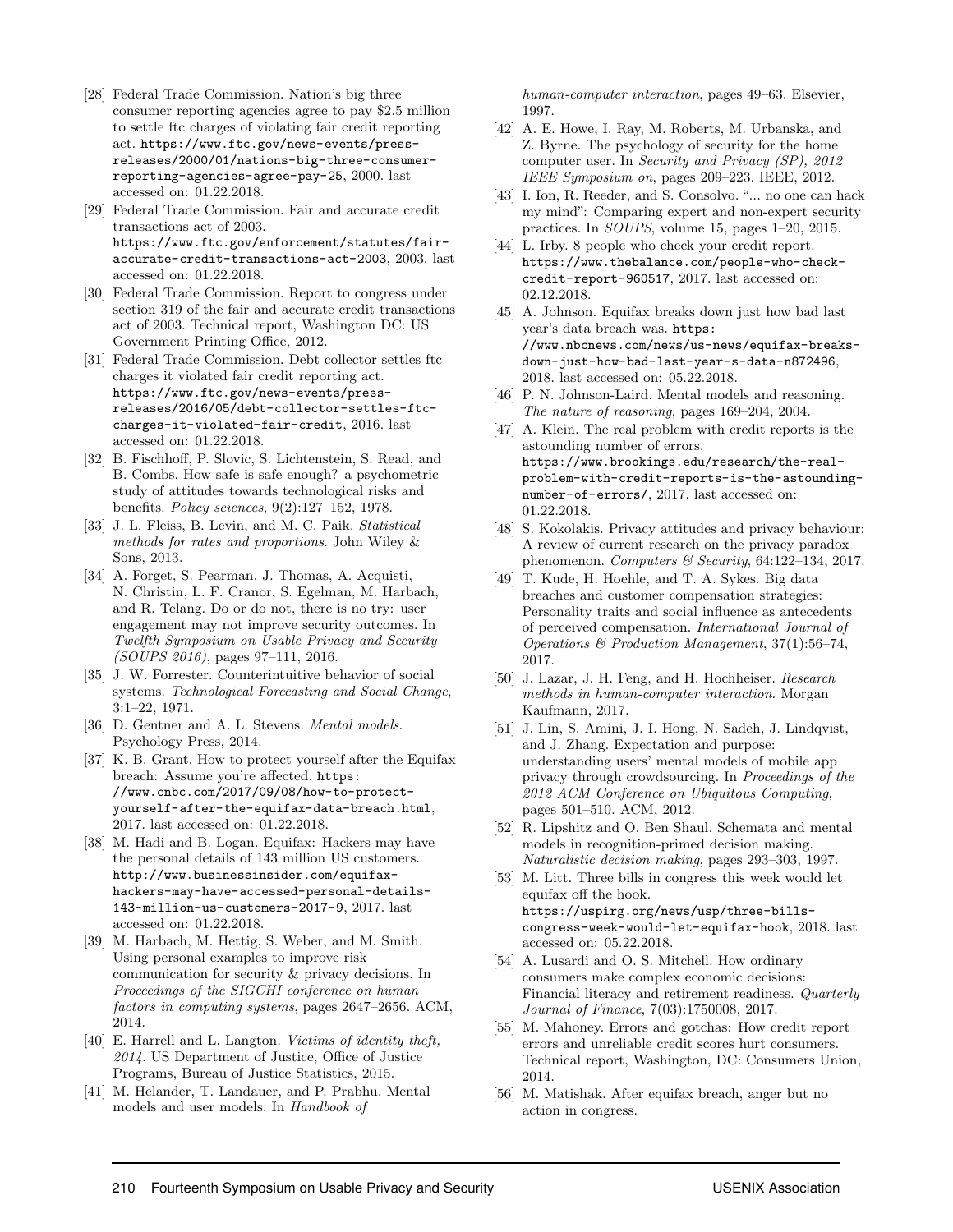[28] Federal Trade Commission. Nation's big three consumer reporting agencies agree to pay $2.5 million to settle ftc charges of violating fair credit reporting act. https://www.ftc.gov/news-events/press-releases/2000/01/nations-big-three-consumer-reporting-agencies-agree-pay-25, 2000. last accessed on: 01.22.2018.

[29] Federal Trade Commission. Fair and accurate credit transactions act of 2003. https://www.ftc.gov/enforcement/statutes/fair-accurate-credit-transactions-act-2003, 2003. last accessed on: 01.22.2018.

[30] Federal Trade Commission. Report to congress under section 319 of the fair and accurate credit transactions act of 2003. Technical report, Washington DC: US Government Printing Office, 2012.

[31] Federal Trade Commission. Debt collector settles ftc charges it violated fair credit reporting act. https://www.ftc.gov/news-events/press-releases/2016/05/debt-collector-settles-ftc-charges-it-violated-fair-credit, 2016. last accessed on: 01.22.2018.

[32] B. Fischhoff, P. Slovic, S. Lichtenstein, S. Read, and B. Combs. How safe is safe enough? a psychometric study of attitudes towards technological risks and benefits. *Policy sciences*, 9(2):127–152, 1978.

[33] J. L. Fleiss, B. Levin, and M. C. Paik. *Statistical methods for rates and proportions*. John Wiley & Sons, 2013.

[34] A. Forget, S. Pearman, J. Thomas, A. Acquisti, N. Christin, L. F. Cranor, S. Egelman, M. Harbach, and R. Telang. Do or do not, there is no try: user engagement may not improve security outcomes. In *Twelfth Symposium on Usable Privacy and Security (SOUPS 2016)*, pages 97–111, 2016.

[35] J. W. Forrester. Counterintuitive behavior of social systems. *Technological Forecasting and Social Change*, 3:1–22, 1971.

[36] D. Gentner and A. L. Stevens. *Mental models*. Psychology Press, 2014.

[37] K. B. Grant. How to protect yourself after the Equifax breach: Assume you're affected. https://www.cnbc.com/2017/09/08/how-to-protect-yourself-after-the-equifax-data-breach.html, 2017. last accessed on: 01.22.2018.

[38] M. Hadi and B. Logan. Equifax: Hackers may have the personal details of 143 million US customers. http://www.businessinsider.com/equifax-hackers-may-have-accessed-personal-details-143-million-us-customers-2017-9, 2017. last accessed on: 01.22.2018.

[39] M. Harbach, M. Hettig, S. Weber, and M. Smith. Using personal examples to improve risk communication for security & privacy decisions. In *Proceedings of the SIGCHI conference on human factors in computing systems*, pages 2647–2656. ACM, 2014.

[40] E. Harrell and L. Langton. *Victims of identity theft, 2014*. US Department of Justice, Office of Justice Programs, Bureau of Justice Statistics, 2015.

[41] M. Helander, T. Landauer, and P. Prabhu. Mental models and user models. In *Handbook of human-computer interaction*, pages 49–63. Elsevier, 1997.

[42] A. E. Howe, I. Ray, M. Roberts, M. Urbanska, and Z. Byrne. The psychology of security for the home computer user. In *Security and Privacy (SP), 2012 IEEE Symposium on*, pages 209–223. IEEE, 2012.

[43] I. Ion, R. Reeder, and S. Consolvo. "... no one can hack my mind": Comparing expert and non-expert security practices. In *SOUPS*, volume 15, pages 1–20, 2015.

[44] L. Irby. 8 people who check your credit report. https://www.thebalance.com/people-who-check-credit-report-960517, 2017. last accessed on: 02.12.2018.

[45] A. Johnson. Equifax breaks down just how bad last year's data breach was. https://www.nbcnews.com/news/us-news/equifax-breaks-down-just-how-bad-last-year-s-data-n872496, 2018. last accessed on: 05.22.2018.

[46] P. N. Johnson-Laird. Mental models and reasoning. *The nature of reasoning*, pages 169–204, 2004.

[47] A. Klein. The real problem with credit reports is the astounding number of errors. https://www.brookings.edu/research/the-real-problem-with-credit-reports-is-the-astounding-number-of-errors/, 2017. last accessed on: 01.22.2018.

[48] S. Kokolakis. Privacy attitudes and privacy behaviour: A review of current research on the privacy paradox phenomenon. *Computers & Security*, 64:122–134, 2017.

[49] T. Kude, H. Hoehle, and T. A. Sykes. Big data breaches and customer compensation strategies: Personality traits and social influence as antecedents of perceived compensation. *International Journal of Operations & Production Management*, 37(1):56–74, 2017.

[50] J. Lazar, J. H. Feng, and H. Hochheiser. *Research methods in human-computer interaction*. Morgan Kaufmann, 2017.

[51] J. Lin, S. Amini, J. I. Hong, N. Sadeh, J. Lindqvist, and J. Zhang. Expectation and purpose: understanding users' mental models of mobile app privacy through crowdsourcing. In *Proceedings of the 2012 ACM Conference on Ubiquitous Computing*, pages 501–510. ACM, 2012.

[52] R. Lipshitz and O. Ben Shaul. Schemata and mental models in recognition-primed decision making. *Naturalistic decision making*, pages 293–303, 1997.

[53] M. Litt. Three bills in congress this week would let equifax off the hook. https://uspirg.org/news/usp/three-bills-congress-week-would-let-equifax-hook, 2018. last accessed on: 05.22.2018.

[54] A. Lusardi and O. S. Mitchell. How ordinary consumers make complex economic decisions: Financial literacy and retirement readiness. *Quarterly Journal of Finance*, 7(03):1750008, 2017.

[55] M. Mahoney. Errors and gotchas: How credit report errors and unreliable credit scores hurt consumers. Technical report, Washington, DC: Consumers Union, 2014.

[56] M. Matishak. After equifax breach, anger but no action in congress.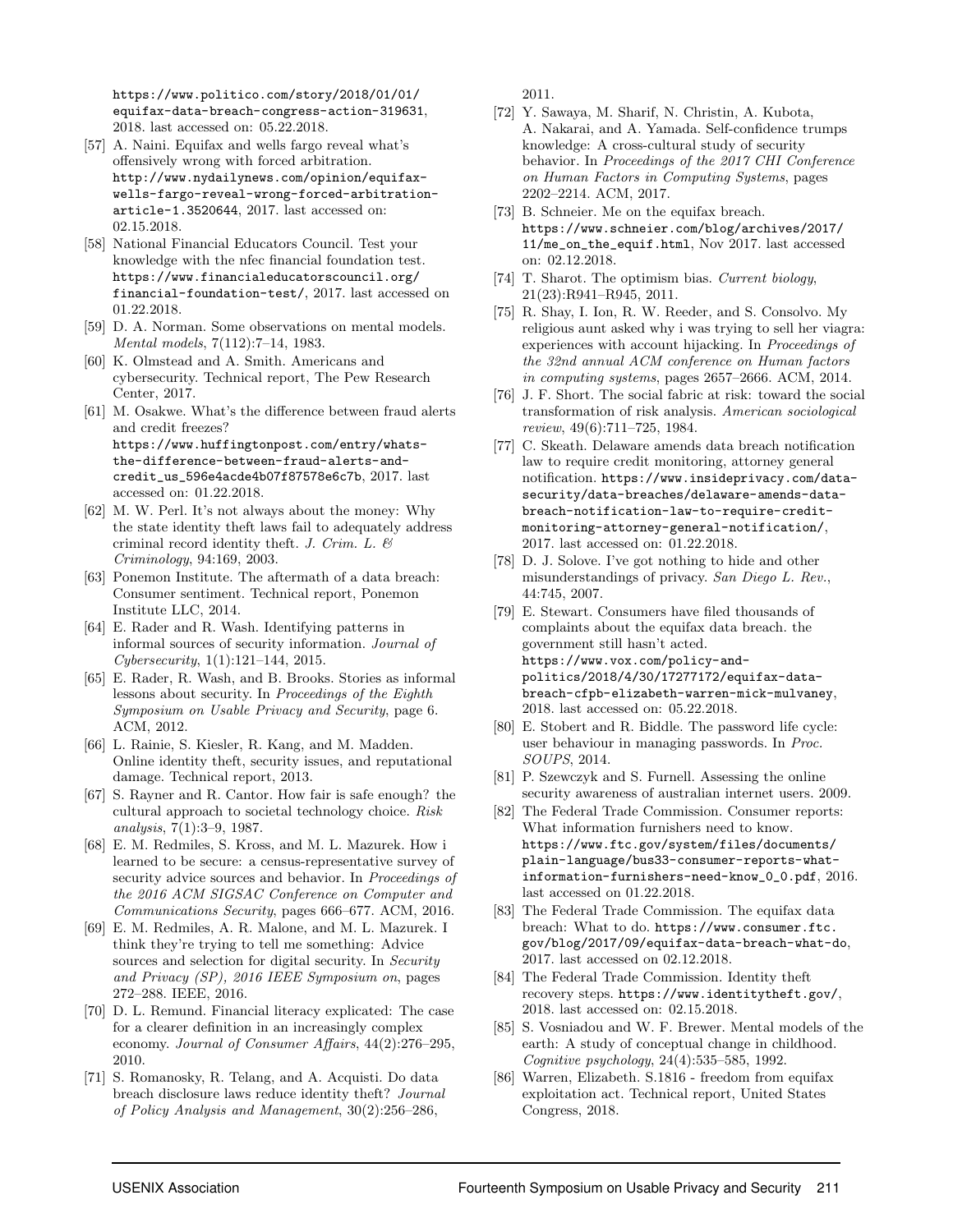https://www.politico.com/story/2018/01/01/equifax-data-breach-congress-action-319631, 2018. last accessed on: 05.22.2018.

[57] A. Naini. Equifax and wells fargo reveal what's offensively wrong with forced arbitration. http://www.nydailynews.com/opinion/equifax-wells-fargo-reveal-wrong-forced-arbitration-article-1.3520644, 2017. last accessed on: 02.15.2018.

[58] National Financial Educators Council. Test your knowledge with the nfec financial foundation test. https://www.financialeducatorscouncil.org/financial-foundation-test/, 2017. last accessed on 01.22.2018.

[59] D. A. Norman. Some observations on mental models. *Mental models*, 7(112):7–14, 1983.

[60] K. Olmstead and A. Smith. Americans and cybersecurity. Technical report, The Pew Research Center, 2017.

[61] M. Osakwe. What's the difference between fraud alerts and credit freezes? https://www.huffingtonpost.com/entry/whats-the-difference-between-fraud-alerts-and-credit_us_596e4acde4b07f87578e6c7b, 2017. last accessed on: 01.22.2018.

[62] M. W. Perl. It's not always about the money: Why the state identity theft laws fail to adequately address criminal record identity theft. *J. Crim. L. & Criminology*, 94:169, 2003.

[63] Ponemon Institute. The aftermath of a data breach: Consumer sentiment. Technical report, Ponemon Institute LLC, 2014.

[64] E. Rader and R. Wash. Identifying patterns in informal sources of security information. *Journal of Cybersecurity*, 1(1):121–144, 2015.

[65] E. Rader, R. Wash, and B. Brooks. Stories as informal lessons about security. In *Proceedings of the Eighth Symposium on Usable Privacy and Security*, page 6. ACM, 2012.

[66] L. Rainie, S. Kiesler, R. Kang, and M. Madden. Online identity theft, security issues, and reputational damage. Technical report, 2013.

[67] S. Rayner and R. Cantor. How fair is safe enough? the cultural approach to societal technology choice. *Risk analysis*, 7(1):3–9, 1987.

[68] E. M. Redmiles, S. Kross, and M. L. Mazurek. How i learned to be secure: a census-representative survey of security advice sources and behavior. In *Proceedings of the 2016 ACM SIGSAC Conference on Computer and Communications Security*, pages 666–677. ACM, 2016.

[69] E. M. Redmiles, A. R. Malone, and M. L. Mazurek. I think they're trying to tell me something: Advice sources and selection for digital security. In *Security and Privacy (SP), 2016 IEEE Symposium on*, pages 272–288. IEEE, 2016.

[70] D. L. Remund. Financial literacy explicated: The case for a clearer definition in an increasingly complex economy. *Journal of Consumer Affairs*, 44(2):276–295, 2010.

[71] S. Romanosky, R. Telang, and A. Acquisti. Do data breach disclosure laws reduce identity theft? *Journal of Policy Analysis and Management*, 30(2):256–286, 2011.

[72] Y. Sawaya, M. Sharif, N. Christin, A. Kubota, A. Nakarai, and A. Yamada. Self-confidence trumps knowledge: A cross-cultural study of security behavior. In *Proceedings of the 2017 CHI Conference on Human Factors in Computing Systems*, pages 2202–2214. ACM, 2017.

[73] B. Schneier. Me on the equifax breach. https://www.schneier.com/blog/archives/2017/11/me_on_the_equif.html, Nov 2017. last accessed on: 02.12.2018.

[74] T. Sharot. The optimism bias. *Current biology*, 21(23):R941–R945, 2011.

[75] R. Shay, I. Ion, R. W. Reeder, and S. Consolvo. My religious aunt asked why i was trying to sell her viagra: experiences with account hijacking. In *Proceedings of the 32nd annual ACM conference on Human factors in computing systems*, pages 2657–2666. ACM, 2014.

[76] J. F. Short. The social fabric at risk: toward the social transformation of risk analysis. *American sociological review*, 49(6):711–725, 1984.

[77] C. Skeath. Delaware amends data breach notification law to require credit monitoring, attorney general notification. https://www.insideprivacy.com/data-security/data-breaches/delaware-amends-data-breach-notification-law-to-require-credit-monitoring-attorney-general-notification/, 2017. last accessed on: 01.22.2018.

[78] D. J. Solove. I've got nothing to hide and other misunderstandings of privacy. *San Diego L. Rev.*, 44:745, 2007.

[79] E. Stewart. Consumers have filed thousands of complaints about the equifax data breach. the government still hasn't acted. https://www.vox.com/policy-and-politics/2018/4/30/17277172/equifax-data-breach-cfpb-elizabeth-warren-mick-mulvaney, 2018. last accessed on: 05.22.2018.

[80] E. Stobert and R. Biddle. The password life cycle: user behaviour in managing passwords. In *Proc. SOUPS*, 2014.

[81] P. Szewczyk and S. Furnell. Assessing the online security awareness of australian internet users. 2009.

[82] The Federal Trade Commission. Consumer reports: What information furnishers need to know. https://www.ftc.gov/system/files/documents/plain-language/bus33-consumer-reports-what-information-furnishers-need-know_0_0.pdf, 2016. last accessed on 01.22.2018.

[83] The Federal Trade Commission. The equifax data breach: What to do. https://www.consumer.ftc.gov/blog/2017/09/equifax-data-breach-what-do, 2017. last accessed on 02.12.2018.

[84] The Federal Trade Commission. Identity theft recovery steps. https://www.identitytheft.gov/, 2018. last accessed on: 02.15.2018.

[85] S. Vosniadou and W. F. Brewer. Mental models of the earth: A study of conceptual change in childhood. *Cognitive psychology*, 24(4):535–585, 1992.

[86] Warren, Elizabeth. S.1816 - freedom from equifax exploitation act. Technical report, United States Congress, 2018.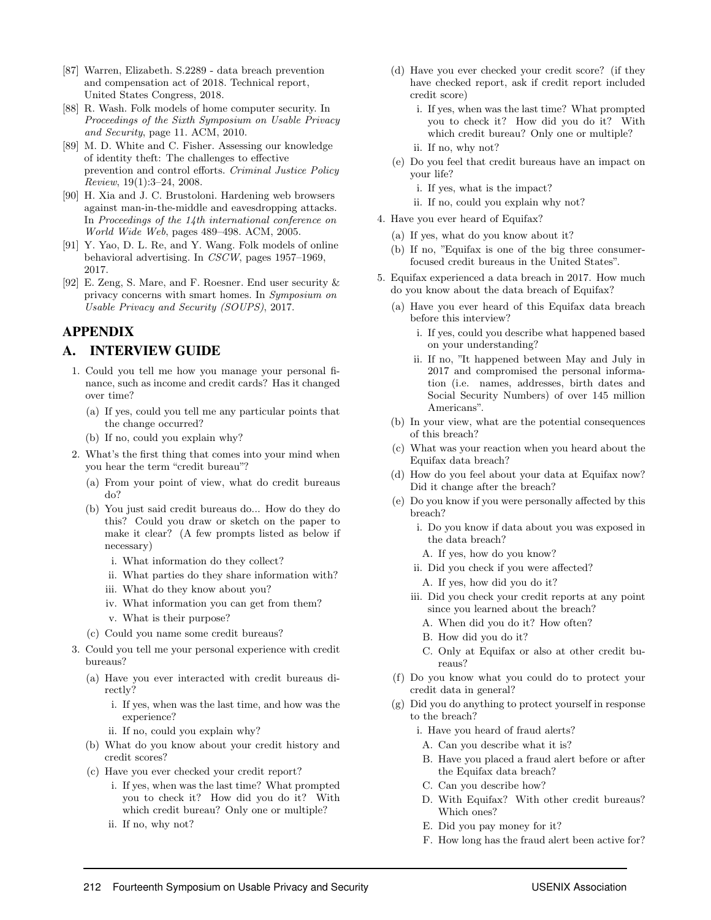[87] Warren, Elizabeth. S.2289 - data breach prevention and compensation act of 2018. Technical report, United States Congress, 2018.

[88] R. Wash. Folk models of home computer security. In *Proceedings of the Sixth Symposium on Usable Privacy and Security*, page 11. ACM, 2010.

[89] M. D. White and C. Fisher. Assessing our knowledge of identity theft: The challenges to effective prevention and control efforts. *Criminal Justice Policy Review*, 19(1):3–24, 2008.

[90] H. Xia and J. C. Brustoloni. Hardening web browsers against man-in-the-middle and eavesdropping attacks. In *Proceedings of the 14th international conference on World Wide Web*, pages 489–498. ACM, 2005.

[91] Y. Yao, D. L. Re, and Y. Wang. Folk models of online behavioral advertising. In *CSCW*, pages 1957–1969, 2017.

[92] E. Zeng, S. Mare, and F. Roesner. End user security & privacy concerns with smart homes. In *Symposium on Usable Privacy and Security (SOUPS)*, 2017.

# APPENDIX

## A. INTERVIEW GUIDE

1. Could you tell me how you manage your personal finance, such as income and credit cards? Has it changed over time?
   - (a) If yes, could you tell me any particular points that the change occurred?
   - (b) If no, could you explain why?
2. What's the first thing that comes into your mind when you hear the term "credit bureau"?
   - (a) From your point of view, what do credit bureaus do?
   - (b) You just said credit bureaus do... How do they do this? Could you draw or sketch on the paper to make it clear? (A few prompts listed as below if necessary)
     - i. What information do they collect?
     - ii. What parties do they share information with?
     - iii. What do they know about you?
     - iv. What information you can get from them?
     - v. What is their purpose?
   - (c) Could you name some credit bureaus?
3. Could you tell me your personal experience with credit bureaus?
   - (a) Have you ever interacted with credit bureaus directly?
     - i. If yes, when was the last time, and how was the experience?
     - ii. If no, could you explain why?
   - (b) What do you know about your credit history and credit scores?
   - (c) Have you ever checked your credit report?
     - i. If yes, when was the last time? What prompted you to check it? How did you do it? With which credit bureau? Only one or multiple?
     - ii. If no, why not?
   - (d) Have you ever checked your credit score? (if they have checked report, ask if credit report included credit score)
     - i. If yes, when was the last time? What prompted you to check it? How did you do it? With which credit bureau? Only one or multiple?
     - ii. If no, why not?
   - (e) Do you feel that credit bureaus have an impact on your life?
     - i. If yes, what is the impact?
     - ii. If no, could you explain why not?
4. Have you ever heard of Equifax?
   - (a) If yes, what do you know about it?
   - (b) If no, "Equifax is one of the big three consumer-focused credit bureaus in the United States".
5. Equifax experienced a data breach in 2017. How much do you know about the data breach of Equifax?
   - (a) Have you ever heard of this Equifax data breach before this interview?
     - i. If yes, could you describe what happened based on your understanding?
     - ii. If no, "It happened between May and July in 2017 and compromised the personal information (i.e. names, addresses, birth dates and Social Security Numbers) of over 145 million Americans".
   - (b) In your view, what are the potential consequences of this breach?
   - (c) What was your reaction when you heard about the Equifax data breach?
   - (d) How do you feel about your data at Equifax now? Did it change after the breach?
   - (e) Do you know if you were personally affected by this breach?
     - i. Do you know if data about you was exposed in the data breach?
       - A. If yes, how do you know?
     - ii. Did you check if you were affected?
       - A. If yes, how did you do it?
     - iii. Did you check your credit reports at any point since you learned about the breach?
       - A. When did you do it? How often?
       - B. How did you do it?
       - C. Only at Equifax or also at other credit bureaus?
   - (f) Do you know what you could do to protect your credit data in general?
   - (g) Did you do anything to protect yourself in response to the breach?
     - i. Have you heard of fraud alerts?
       - A. Can you describe what it is?
       - B. Have you placed a fraud alert before or after the Equifax data breach?
       - C. Can you describe how?
       - D. With Equifax? With other credit bureaus? Which ones?
       - E. Did you pay money for it?
       - F. How long has the fraud alert been active for?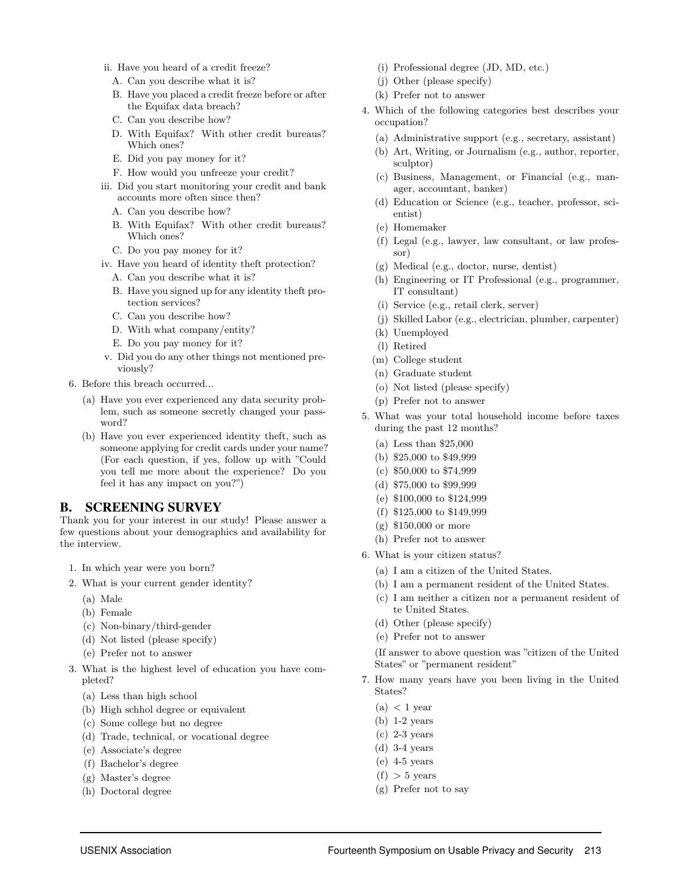- ii. Have you heard of a credit freeze?
  - A. Can you describe what it is?
  - B. Have you placed a credit freeze before or after the Equifax data breach?
  - C. Can you describe how?
  - D. With Equifax? With other credit bureaus? Which ones?
  - E. Did you pay money for it?
  - F. How would you unfreeze your credit?
- iii. Did you start monitoring your credit and bank accounts more often since then?
  - A. Can you describe how?
  - B. With Equifax? With other credit bureaus? Which ones?
  - C. Do you pay money for it?
- iv. Have you heard of identity theft protection?
  - A. Can you describe what it is?
  - B. Have you signed up for any identity theft protection services?
  - C. Can you describe how?
  - D. With what company/entity?
  - E. Do you pay money for it?
- v. Did you do any other things not mentioned previously?

6. Before this breach occurred...
   - (a) Have you ever experienced any data security problem, such as someone secretly changed your password?
   - (b) Have you ever experienced identity theft, such as someone applying for credit cards under your name? (For each question, if yes, follow up with "Could you tell me more about the experience? Do you feel it has any impact on you?")

## B. SCREENING SURVEY

Thank you for your interest in our study! Please answer a few questions about your demographics and availability for the interview.

1. In which year were you born?
2. What is your current gender identity?
   - (a) Male
   - (b) Female
   - (c) Non-binary/third-gender
   - (d) Not listed (please specify)
   - (e) Prefer not to answer
3. What is the highest level of education you have completed?
   - (a) Less than high school
   - (b) High schhol degree or equivalent
   - (c) Some college but no degree
   - (d) Trade, technical, or vocational degree
   - (e) Associate's degree
   - (f) Bachelor's degree
   - (g) Master's degree
   - (h) Doctoral degree
   - (i) Professional degree (JD, MD, etc.)
   - (j) Other (please specify)
   - (k) Prefer not to answer
4. Which of the following categories best describes your occupation?
   - (a) Administrative support (e.g., secretary, assistant)
   - (b) Art, Writing, or Journalism (e.g., author, reporter, sculptor)
   - (c) Business, Management, or Financial (e.g., manager, accountant, banker)
   - (d) Education or Science (e.g., teacher, professor, scientist)
   - (e) Homemaker
   - (f) Legal (e.g., lawyer, law consultant, or law professor)
   - (g) Medical (e.g., doctor, nurse, dentist)
   - (h) Engineering or IT Professional (e.g., programmer, IT consultant)
   - (i) Service (e.g., retail clerk, server)
   - (j) Skilled Labor (e.g., electrician, plumber, carpenter)
   - (k) Unemployed
   - (l) Retired
   - (m) College student
   - (n) Graduate student
   - (o) Not listed (please specify)
   - (p) Prefer not to answer
5. What was your total household income before taxes during the past 12 months?
   - (a) Less than $25,000
   - (b) $25,000 to $49,999
   - (c) $50,000 to $74,999
   - (d) $75,000 to $99,999
   - (e) $100,000 to $124,999
   - (f) $125,000 to $149,999
   - (g) $150,000 or more
   - (h) Prefer not to answer
6. What is your citizen status?
   - (a) I am a citizen of the United States.
   - (b) I am a permanent resident of the United States.
   - (c) I am neither a citizen nor a permanent resident of te United States.
   - (d) Other (please specify)
   - (e) Prefer not to answer

   (If answer to above question was "citizen of the United States" or "permanent resident"
7. How many years have you been living in the United States?
   - (a) < 1 year
   - (b) 1-2 years
   - (c) 2-3 years
   - (d) 3-4 years
   - (e) 4-5 years
   - (f) > 5 years
   - (g) Prefer not to say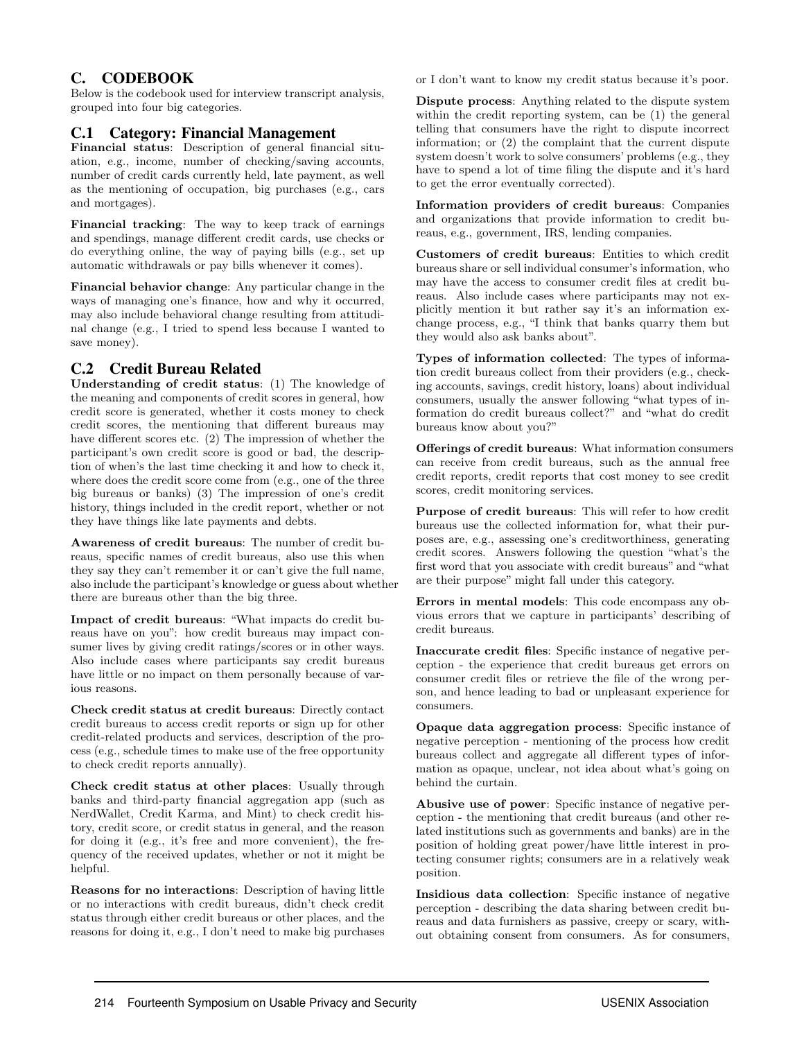## C. CODEBOOK

Below is the codebook used for interview transcript analysis, grouped into four big categories.

### C.1 Category: Financial Management

**Financial status**: Description of general financial situation, e.g., income, number of checking/saving accounts, number of credit cards currently held, late payment, as well as the mentioning of occupation, big purchases (e.g., cars and mortgages).

**Financial tracking**: The way to keep track of earnings and spendings, manage different credit cards, use checks or do everything online, the way of paying bills (e.g., set up automatic withdrawals or pay bills whenever it comes).

**Financial behavior change**: Any particular change in the ways of managing one's finance, how and why it occurred, may also include behavioral change resulting from attitudinal change (e.g., I tried to spend less because I wanted to save money).

### C.2 Credit Bureau Related

**Understanding of credit status**: (1) The knowledge of the meaning and components of credit scores in general, how credit score is generated, whether it costs money to check credit scores, the mentioning that different bureaus may have different scores etc. (2) The impression of whether the participant's own credit score is good or bad, the description of when's the last time checking it and how to check it, where does the credit score come from (e.g., one of the three big bureaus or banks) (3) The impression of one's credit history, things included in the credit report, whether or not they have things like late payments and debts.

**Awareness of credit bureaus**: The number of credit bureaus, specific names of credit bureaus, also use this when they say they can't remember it or can't give the full name, also include the participant's knowledge or guess about whether there are bureaus other than the big three.

**Impact of credit bureaus**: "What impacts do credit bureaus have on you": how credit bureaus may impact consumer lives by giving credit ratings/scores or in other ways. Also include cases where participants say credit bureaus have little or no impact on them personally because of various reasons.

**Check credit status at credit bureaus**: Directly contact credit bureaus to access credit reports or sign up for other credit-related products and services, description of the process (e.g., schedule times to make use of the free opportunity to check credit reports annually).

**Check credit status at other places**: Usually through banks and third-party financial aggregation app (such as NerdWallet, Credit Karma, and Mint) to check credit history, credit score, or credit status in general, and the reason for doing it (e.g., it's free and more convenient), the frequency of the received updates, whether or not it might be helpful.

**Reasons for no interactions**: Description of having little or no interactions with credit bureaus, didn't check credit status through either credit bureaus or other places, and the reasons for doing it, e.g., I don't need to make big purchases or I don't want to know my credit status because it's poor.

**Dispute process**: Anything related to the dispute system within the credit reporting system, can be (1) the general telling that consumers have the right to dispute incorrect information; or (2) the complaint that the current dispute system doesn't work to solve consumers' problems (e.g., they have to spend a lot of time filing the dispute and it's hard to get the error eventually corrected).

**Information providers of credit bureaus**: Companies and organizations that provide information to credit bureaus, e.g., government, IRS, lending companies.

**Customers of credit bureaus**: Entities to which credit bureaus share or sell individual consumer's information, who may have the access to consumer credit files at credit bureaus. Also include cases where participants may not explicitly mention it but rather say it's an information exchange process, e.g., "I think that banks quarry them but they would also ask banks about".

**Types of information collected**: The types of information credit bureaus collect from their providers (e.g., checking accounts, savings, credit history, loans) about individual consumers, usually the answer following "what types of information do credit bureaus collect?" and "what do credit bureaus know about you?"

**Offerings of credit bureaus**: What information consumers can receive from credit bureaus, such as the annual free credit reports, credit reports that cost money to see credit scores, credit monitoring services.

**Purpose of credit bureaus**: This will refer to how credit bureaus use the collected information for, what their purposes are, e.g., assessing one's creditworthiness, generating credit scores. Answers following the question "what's the first word that you associate with credit bureaus" and "what are their purpose" might fall under this category.

**Errors in mental models**: This code encompass any obvious errors that we capture in participants' describing of credit bureaus.

**Inaccurate credit files**: Specific instance of negative perception - the experience that credit bureaus get errors on consumer credit files or retrieve the file of the wrong person, and hence leading to bad or unpleasant experience for consumers.

**Opaque data aggregation process**: Specific instance of negative perception - mentioning of the process how credit bureaus collect and aggregate all different types of information as opaque, unclear, not idea about what's going on behind the curtain.

**Abusive use of power**: Specific instance of negative perception - the mentioning that credit bureaus (and other related institutions such as governments and banks) are in the position of holding great power/have little interest in protecting consumer rights; consumers are in a relatively weak position.

**Insidious data collection**: Specific instance of negative perception - describing the data sharing between credit bureaus and data furnishers as passive, creepy or scary, without obtaining consent from consumers. As for consumers,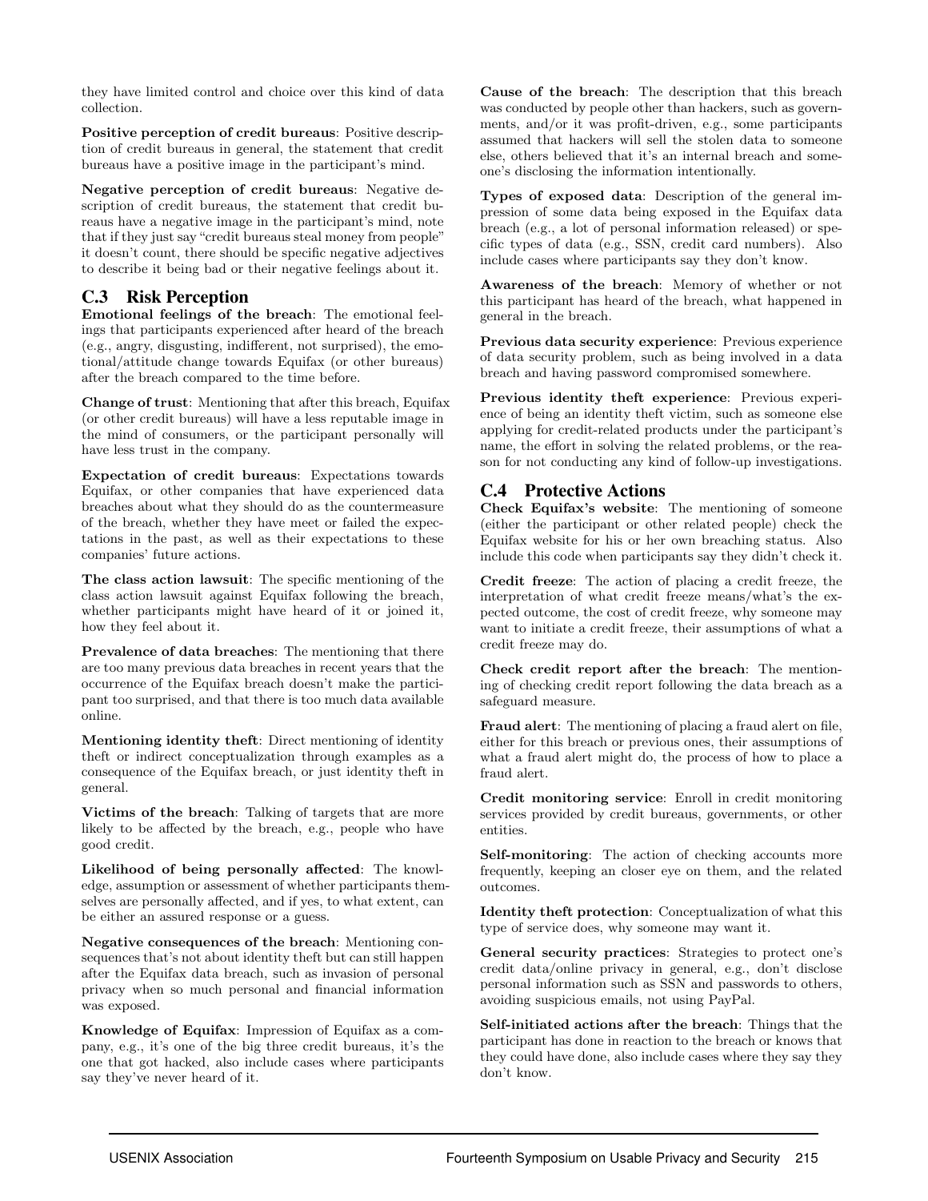they have limited control and choice over this kind of data collection.

**Positive perception of credit bureaus**: Positive description of credit bureaus in general, the statement that credit bureaus have a positive image in the participant's mind.

**Negative perception of credit bureaus**: Negative description of credit bureaus, the statement that credit bureaus have a negative image in the participant's mind, note that if they just say "credit bureaus steal money from people" it doesn't count, there should be specific negative adjectives to describe it being bad or their negative feelings about it.

## C.3 Risk Perception

**Emotional feelings of the breach**: The emotional feelings that participants experienced after heard of the breach (e.g., angry, disgusting, indifferent, not surprised), the emotional/attitude change towards Equifax (or other bureaus) after the breach compared to the time before.

**Change of trust**: Mentioning that after this breach, Equifax (or other credit bureaus) will have a less reputable image in the mind of consumers, or the participant personally will have less trust in the company.

**Expectation of credit bureaus**: Expectations towards Equifax, or other companies that have experienced data breaches about what they should do as the countermeasure of the breach, whether they have meet or failed the expectations in the past, as well as their expectations to these companies' future actions.

**The class action lawsuit**: The specific mentioning of the class action lawsuit against Equifax following the breach, whether participants might have heard of it or joined it, how they feel about it.

**Prevalence of data breaches**: The mentioning that there are too many previous data breaches in recent years that the occurrence of the Equifax breach doesn't make the participant too surprised, and that there is too much data available online.

**Mentioning identity theft**: Direct mentioning of identity theft or indirect conceptualization through examples as a consequence of the Equifax breach, or just identity theft in general.

**Victims of the breach**: Talking of targets that are more likely to be affected by the breach, e.g., people who have good credit.

**Likelihood of being personally affected**: The knowledge, assumption or assessment of whether participants themselves are personally affected, and if yes, to what extent, can be either an assured response or a guess.

**Negative consequences of the breach**: Mentioning consequences that's not about identity theft but can still happen after the Equifax data breach, such as invasion of personal privacy when so much personal and financial information was exposed.

**Knowledge of Equifax**: Impression of Equifax as a company, e.g., it's one of the big three credit bureaus, it's the one that got hacked, also include cases where participants say they've never heard of it.

**Cause of the breach**: The description that this breach was conducted by people other than hackers, such as governments, and/or it was profit-driven, e.g., some participants assumed that hackers will sell the stolen data to someone else, others believed that it's an internal breach and someone's disclosing the information intentionally.

**Types of exposed data**: Description of the general impression of some data being exposed in the Equifax data breach (e.g., a lot of personal information released) or specific types of data (e.g., SSN, credit card numbers). Also include cases where participants say they don't know.

**Awareness of the breach**: Memory of whether or not this participant has heard of the breach, what happened in general in the breach.

**Previous data security experience**: Previous experience of data security problem, such as being involved in a data breach and having password compromised somewhere.

**Previous identity theft experience**: Previous experience of being an identity theft victim, such as someone else applying for credit-related products under the participant's name, the effort in solving the related problems, or the reason for not conducting any kind of follow-up investigations.

## C.4 Protective Actions

**Check Equifax's website**: The mentioning of someone (either the participant or other related people) check the Equifax website for his or her own breaching status. Also include this code when participants say they didn't check it.

**Credit freeze**: The action of placing a credit freeze, the interpretation of what credit freeze means/what's the expected outcome, the cost of credit freeze, why someone may want to initiate a credit freeze, their assumptions of what a credit freeze may do.

**Check credit report after the breach**: The mentioning of checking credit report following the data breach as a safeguard measure.

**Fraud alert**: The mentioning of placing a fraud alert on file, either for this breach or previous ones, their assumptions of what a fraud alert might do, the process of how to place a fraud alert.

**Credit monitoring service**: Enroll in credit monitoring services provided by credit bureaus, governments, or other entities.

**Self-monitoring**: The action of checking accounts more frequently, keeping an closer eye on them, and the related outcomes.

**Identity theft protection**: Conceptualization of what this type of service does, why someone may want it.

**General security practices**: Strategies to protect one's credit data/online privacy in general, e.g., don't disclose personal information such as SSN and passwords to others, avoiding suspicious emails, not using PayPal.

**Self-initiated actions after the breach**: Things that the participant has done in reaction to the breach or knows that they could have done, also include cases where they say they don't know.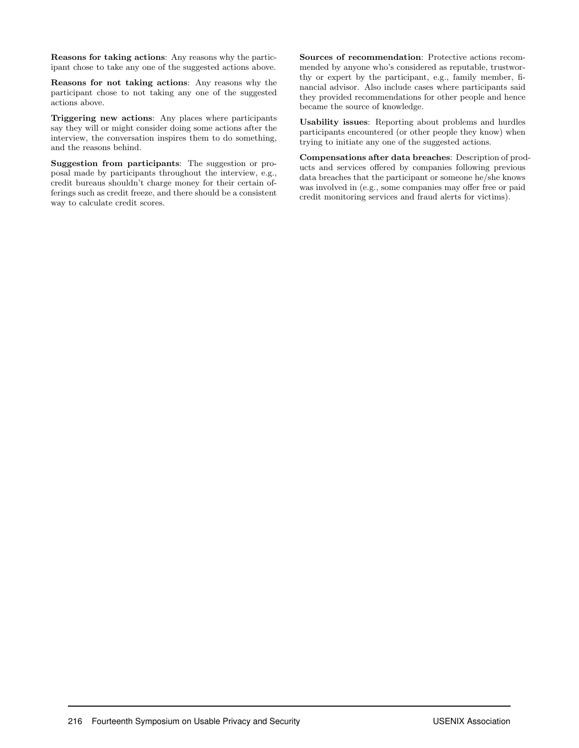**Reasons for taking actions**: Any reasons why the participant chose to take any one of the suggested actions above.

**Reasons for not taking actions**: Any reasons why the participant chose to not taking any one of the suggested actions above.

**Triggering new actions**: Any places where participants say they will or might consider doing some actions after the interview, the conversation inspires them to do something, and the reasons behind.

**Suggestion from participants**: The suggestion or proposal made by participants throughout the interview, e.g., credit bureaus shouldn't charge money for their certain offerings such as credit freeze, and there should be a consistent way to calculate credit scores.

**Sources of recommendation**: Protective actions recommended by anyone who's considered as reputable, trustworthy or expert by the participant, e.g., family member, financial advisor. Also include cases where participants said they provided recommendations for other people and hence became the source of knowledge.

**Usability issues**: Reporting about problems and hurdles participants encountered (or other people they know) when trying to initiate any one of the suggested actions.

**Compensations after data breaches**: Description of products and services offered by companies following previous data breaches that the participant or someone he/she knows was involved in (e.g., some companies may offer free or paid credit monitoring services and fraud alerts for victims).